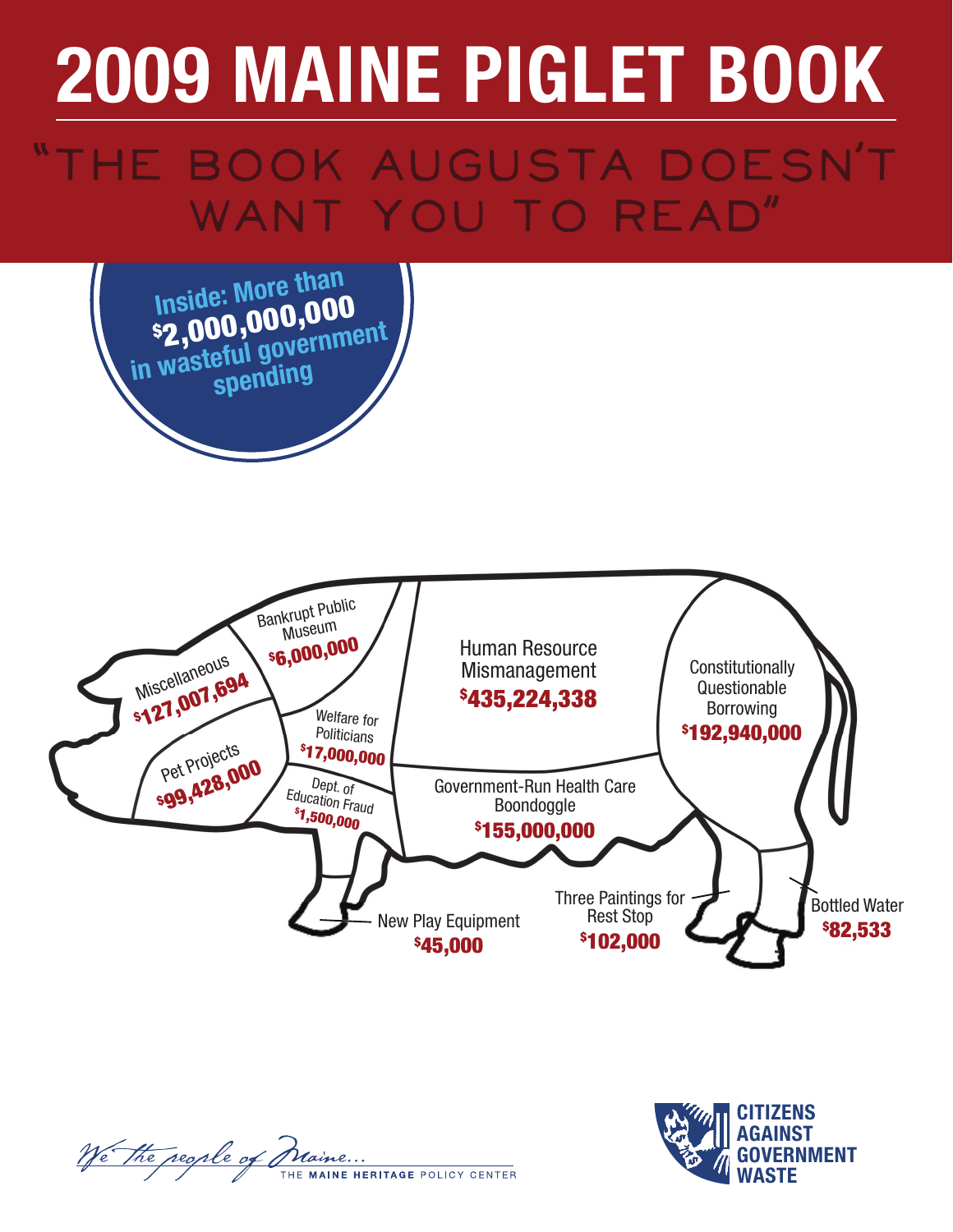# 2009 MAINE PIGLET BOOK

## "THE BOOK AUGUSTA DOESN'T WANT YOU TO READ"

**Inside: More than $2,000,000,000 in wasteful government spending**

Miscellaneous
**$127,007,694**

Bankrupt Public Museum
**$6,000,000**

Pet Projects
**$99,428,000**

Welfare for Politicians
**$17,000,000**

Dept. of Education Fraud
**$1,500,000**

Human Resource Mismanagement
**$435,224,338**

Government-Run Health Care Boondoggle
**$155,000,000**

Constitutionally Questionable Borrowing
**$192,940,000**

New Play Equipment
**$45,000**

Three Paintings for Rest Stop
**$102,000**

Bottled Water
**$82,533**

*We the people of Maine...*
THE **MAINE HERITAGE** POLICY CENTER

CITIZENS AGAINST GOVERNMENT WASTE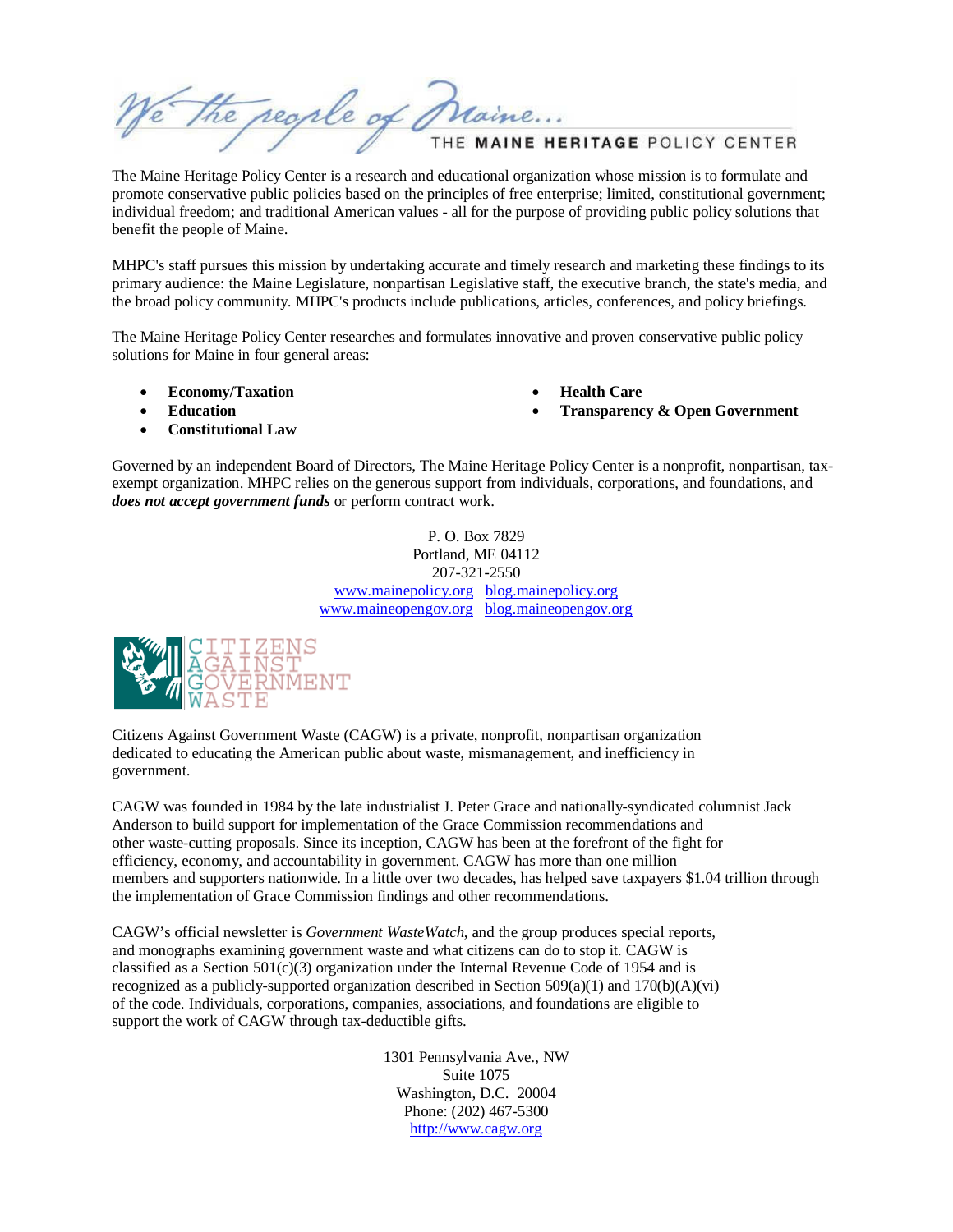*We the people of Maine...*

THE **MAINE HERITAGE** POLICY CENTER

The Maine Heritage Policy Center is a research and educational organization whose mission is to formulate and promote conservative public policies based on the principles of free enterprise; limited, constitutional government; individual freedom; and traditional American values - all for the purpose of providing public policy solutions that benefit the people of Maine.

MHPC's staff pursues this mission by undertaking accurate and timely research and marketing these findings to its primary audience: the Maine Legislature, nonpartisan Legislative staff, the executive branch, the state's media, and the broad policy community. MHPC's products include publications, articles, conferences, and policy briefings.

The Maine Heritage Policy Center researches and formulates innovative and proven conservative public policy solutions for Maine in four general areas:

- **Economy/Taxation**
- **Education**
- **Constitutional Law**
- **Health Care**
- **Transparency & Open Government**

Governed by an independent Board of Directors, The Maine Heritage Policy Center is a nonprofit, nonpartisan, tax-exempt organization. MHPC relies on the generous support from individuals, corporations, and foundations, and ***does not accept government funds*** or perform contract work.

P. O. Box 7829
Portland, ME 04112
207-321-2550
www.mainepolicy.org blog.mainepolicy.org
www.maineopengov.org blog.maineopengov.org

CITIZENS AGAINST GOVERNMENT WASTE

Citizens Against Government Waste (CAGW) is a private, nonprofit, nonpartisan organization dedicated to educating the American public about waste, mismanagement, and inefficiency in government.

CAGW was founded in 1984 by the late industrialist J. Peter Grace and nationally-syndicated columnist Jack Anderson to build support for implementation of the Grace Commission recommendations and other waste-cutting proposals. Since its inception, CAGW has been at the forefront of the fight for efficiency, economy, and accountability in government. CAGW has more than one million members and supporters nationwide. In a little over two decades, has helped save taxpayers $1.04 trillion through the implementation of Grace Commission findings and other recommendations.

CAGW's official newsletter is *Government WasteWatch*, and the group produces special reports, and monographs examining government waste and what citizens can do to stop it. CAGW is classified as a Section 501(c)(3) organization under the Internal Revenue Code of 1954 and is recognized as a publicly-supported organization described in Section 509(a)(1) and 170(b)(A)(vi) of the code. Individuals, corporations, companies, associations, and foundations are eligible to support the work of CAGW through tax-deductible gifts.

1301 Pennsylvania Ave., NW
Suite 1075
Washington, D.C. 20004
Phone: (202) 467-5300
http://www.cagw.org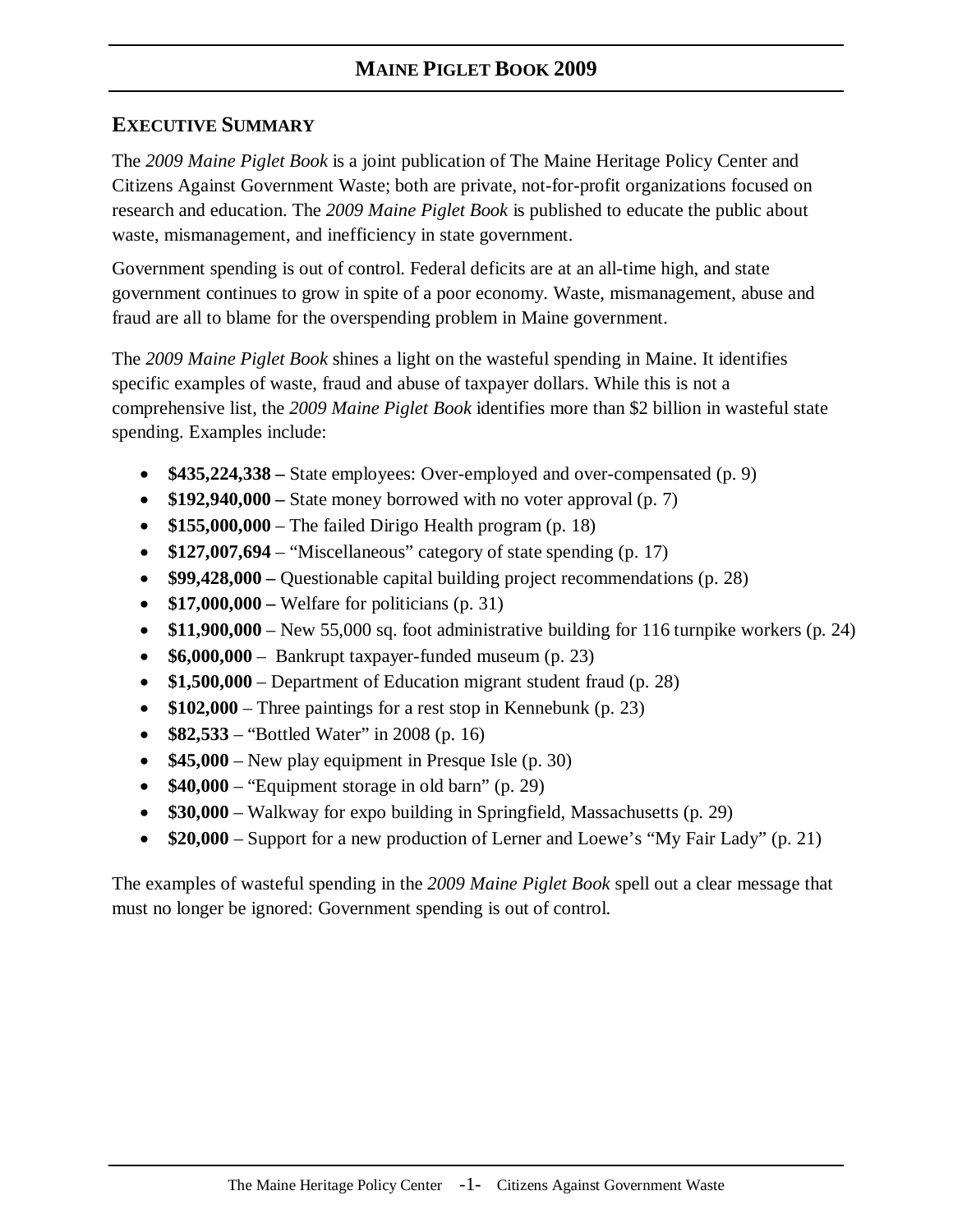# MAINE PIGLET BOOK 2009

## EXECUTIVE SUMMARY

The *2009 Maine Piglet Book* is a joint publication of The Maine Heritage Policy Center and Citizens Against Government Waste; both are private, not-for-profit organizations focused on research and education. The *2009 Maine Piglet Book* is published to educate the public about waste, mismanagement, and inefficiency in state government.

Government spending is out of control. Federal deficits are at an all-time high, and state government continues to grow in spite of a poor economy. Waste, mismanagement, abuse and fraud are all to blame for the overspending problem in Maine government.

The *2009 Maine Piglet Book* shines a light on the wasteful spending in Maine. It identifies specific examples of waste, fraud and abuse of taxpayer dollars. While this is not a comprehensive list, the *2009 Maine Piglet Book* identifies more than $2 billion in wasteful state spending. Examples include:

- **$435,224,338 –** State employees: Over-employed and over-compensated (p. 9)
- **$192,940,000 –** State money borrowed with no voter approval (p. 7)
- **$155,000,000** – The failed Dirigo Health program (p. 18)
- **$127,007,694** – "Miscellaneous" category of state spending (p. 17)
- **$99,428,000 –** Questionable capital building project recommendations (p. 28)
- **$17,000,000 –** Welfare for politicians (p. 31)
- **$11,900,000** – New 55,000 sq. foot administrative building for 116 turnpike workers (p. 24)
- **$6,000,000** – Bankrupt taxpayer-funded museum (p. 23)
- **$1,500,000** – Department of Education migrant student fraud (p. 28)
- **$102,000** – Three paintings for a rest stop in Kennebunk (p. 23)
- **$82,533** – "Bottled Water" in 2008 (p. 16)
- **$45,000** – New play equipment in Presque Isle (p. 30)
- **$40,000** – "Equipment storage in old barn" (p. 29)
- **$30,000** – Walkway for expo building in Springfield, Massachusetts (p. 29)
- **$20,000** – Support for a new production of Lerner and Loewe's "My Fair Lady" (p. 21)

The examples of wasteful spending in the *2009 Maine Piglet Book* spell out a clear message that must no longer be ignored: Government spending is out of control.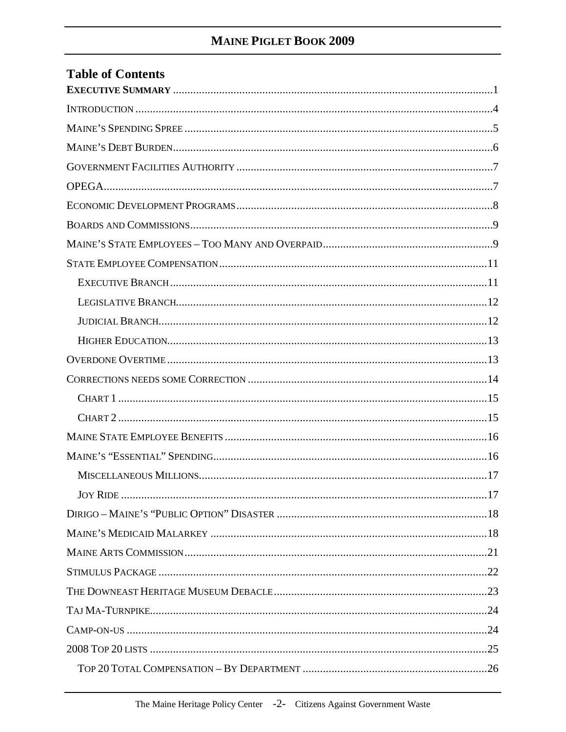## Table of Contents

**EXECUTIVE SUMMARY** ............ 1

INTRODUCTION ............ 4

MAINE'S SPENDING SPREE ............ 5

MAINE'S DEBT BURDEN ............ 6

GOVERNMENT FACILITIES AUTHORITY ............ 7

OPEGA ............ 7

ECONOMIC DEVELOPMENT PROGRAMS ............ 8

BOARDS AND COMMISSIONS ............ 9

MAINE'S STATE EMPLOYEES – TOO MANY AND OVERPAID ............ 9

STATE EMPLOYEE COMPENSATION ............ 11

- EXECUTIVE BRANCH ............ 11
- LEGISLATIVE BRANCH ............ 12
- JUDICIAL BRANCH ............ 12
- HIGHER EDUCATION ............ 13

OVERDONE OVERTIME ............ 13

CORRECTIONS NEEDS SOME CORRECTION ............ 14

- CHART 1 ............ 15
- CHART 2 ............ 15

MAINE STATE EMPLOYEE BENEFITS ............ 16

MAINE'S "ESSENTIAL" SPENDING ............ 16

- MISCELLANEOUS MILLIONS ............ 17
- JOY RIDE ............ 17

DIRIGO – MAINE'S "PUBLIC OPTION" DISASTER ............ 18

MAINE'S MEDICAID MALARKEY ............ 18

MAINE ARTS COMMISSION ............ 21

STIMULUS PACKAGE ............ 22

THE DOWNEAST HERITAGE MUSEUM DEBACLE ............ 23

TAJ MA-TURNPIKE ............ 24

CAMP-ON-US ............ 24

2008 TOP 20 LISTS ............ 25

- TOP 20 TOTAL COMPENSATION – BY DEPARTMENT ............ 26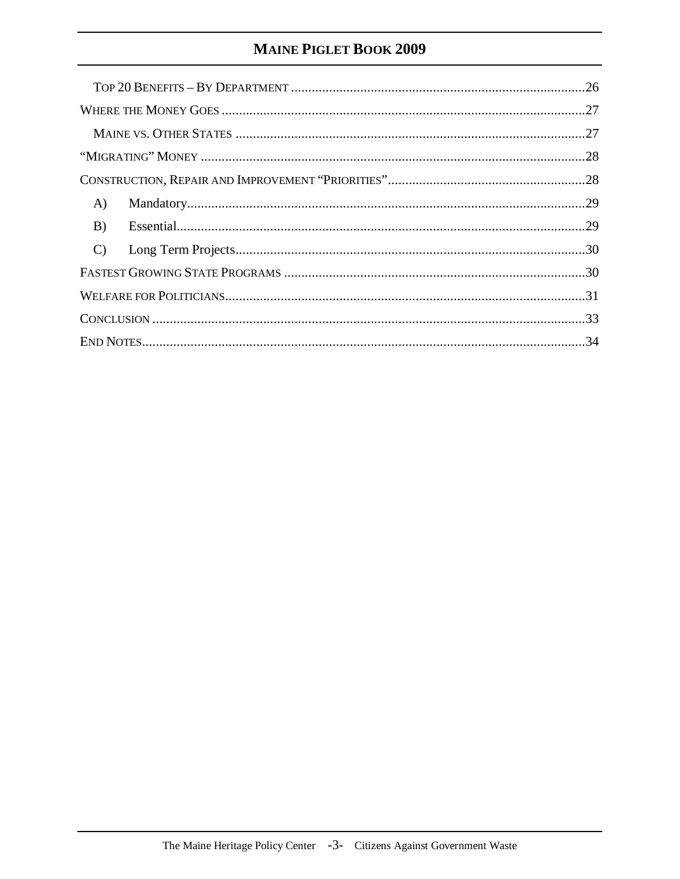Top 20 Benefits – By Department ....................................................................................26

Where the Money Goes .........................................................................................................27

Maine vs. Other States ......................................................................................................27

"Migrating" Money ..............................................................................................................28

Construction, Repair and Improvement "Priorities" .........................................................28

A) Mandatory.......................................................................................................................29

B) Essential..........................................................................................................................29

C) Long Term Projects........................................................................................................30

Fastest Growing State Programs .......................................................................................30

Welfare for Politicians.......................................................................................................31

Conclusion .........................................................................................................................33

End Notes............................................................................................................................34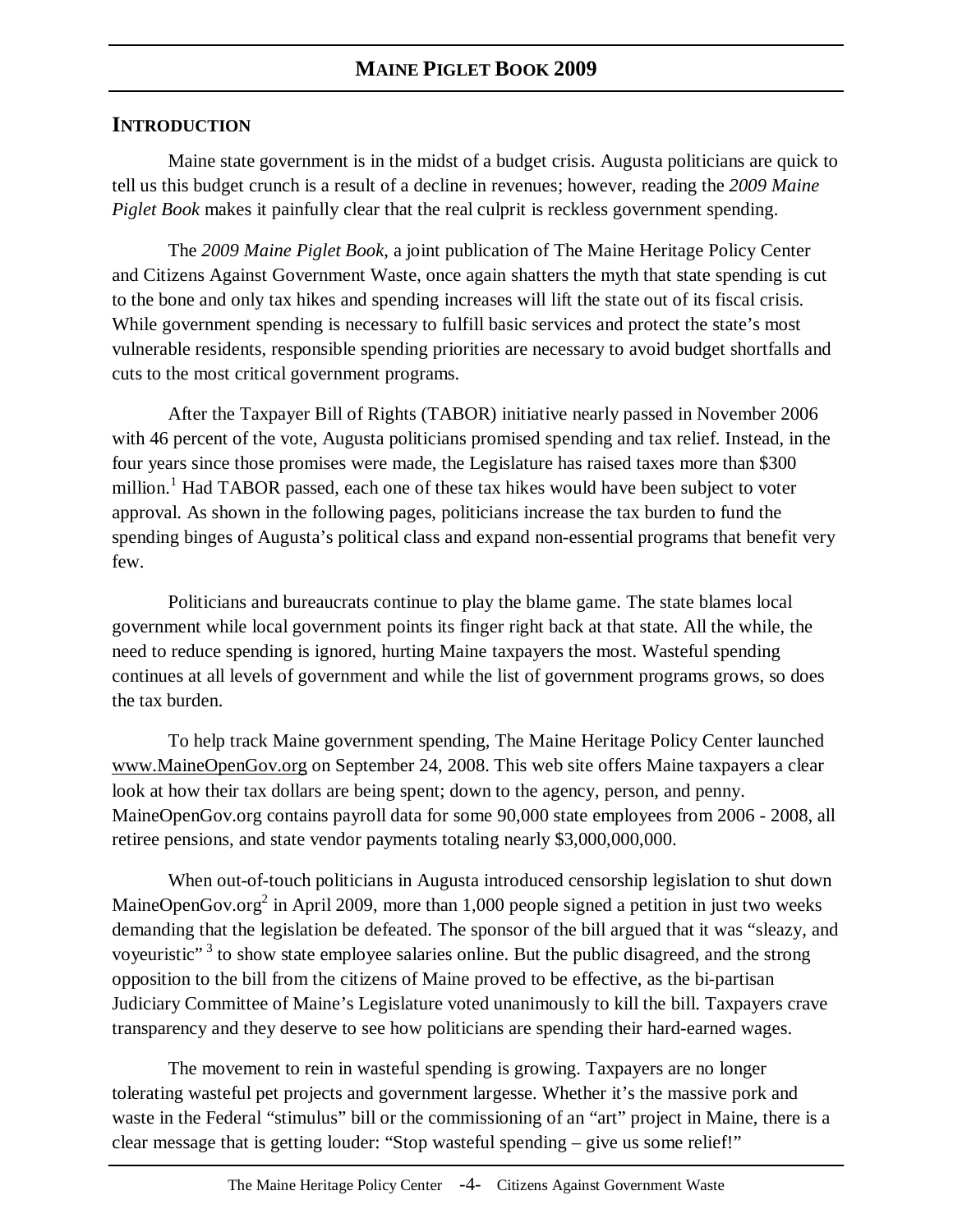## INTRODUCTION

Maine state government is in the midst of a budget crisis. Augusta politicians are quick to tell us this budget crunch is a result of a decline in revenues; however, reading the *2009 Maine Piglet Book* makes it painfully clear that the real culprit is reckless government spending.

The *2009 Maine Piglet Book*, a joint publication of The Maine Heritage Policy Center and Citizens Against Government Waste, once again shatters the myth that state spending is cut to the bone and only tax hikes and spending increases will lift the state out of its fiscal crisis. While government spending is necessary to fulfill basic services and protect the state's most vulnerable residents, responsible spending priorities are necessary to avoid budget shortfalls and cuts to the most critical government programs.

After the Taxpayer Bill of Rights (TABOR) initiative nearly passed in November 2006 with 46 percent of the vote, Augusta politicians promised spending and tax relief. Instead, in the four years since those promises were made, the Legislature has raised taxes more than $300 million.[1] Had TABOR passed, each one of these tax hikes would have been subject to voter approval. As shown in the following pages, politicians increase the tax burden to fund the spending binges of Augusta's political class and expand non-essential programs that benefit very few.

Politicians and bureaucrats continue to play the blame game. The state blames local government while local government points its finger right back at that state. All the while, the need to reduce spending is ignored, hurting Maine taxpayers the most. Wasteful spending continues at all levels of government and while the list of government programs grows, so does the tax burden.

To help track Maine government spending, The Maine Heritage Policy Center launched www.MaineOpenGov.org on September 24, 2008. This web site offers Maine taxpayers a clear look at how their tax dollars are being spent; down to the agency, person, and penny. MaineOpenGov.org contains payroll data for some 90,000 state employees from 2006 - 2008, all retiree pensions, and state vendor payments totaling nearly $3,000,000,000.

When out-of-touch politicians in Augusta introduced censorship legislation to shut down MaineOpenGov.org[2] in April 2009, more than 1,000 people signed a petition in just two weeks demanding that the legislation be defeated. The sponsor of the bill argued that it was "sleazy, and voyeuristic" [3] to show state employee salaries online. But the public disagreed, and the strong opposition to the bill from the citizens of Maine proved to be effective, as the bi-partisan Judiciary Committee of Maine's Legislature voted unanimously to kill the bill. Taxpayers crave transparency and they deserve to see how politicians are spending their hard-earned wages.

The movement to rein in wasteful spending is growing. Taxpayers are no longer tolerating wasteful pet projects and government largesse. Whether it's the massive pork and waste in the Federal "stimulus" bill or the commissioning of an "art" project in Maine, there is a clear message that is getting louder: "Stop wasteful spending – give us some relief!"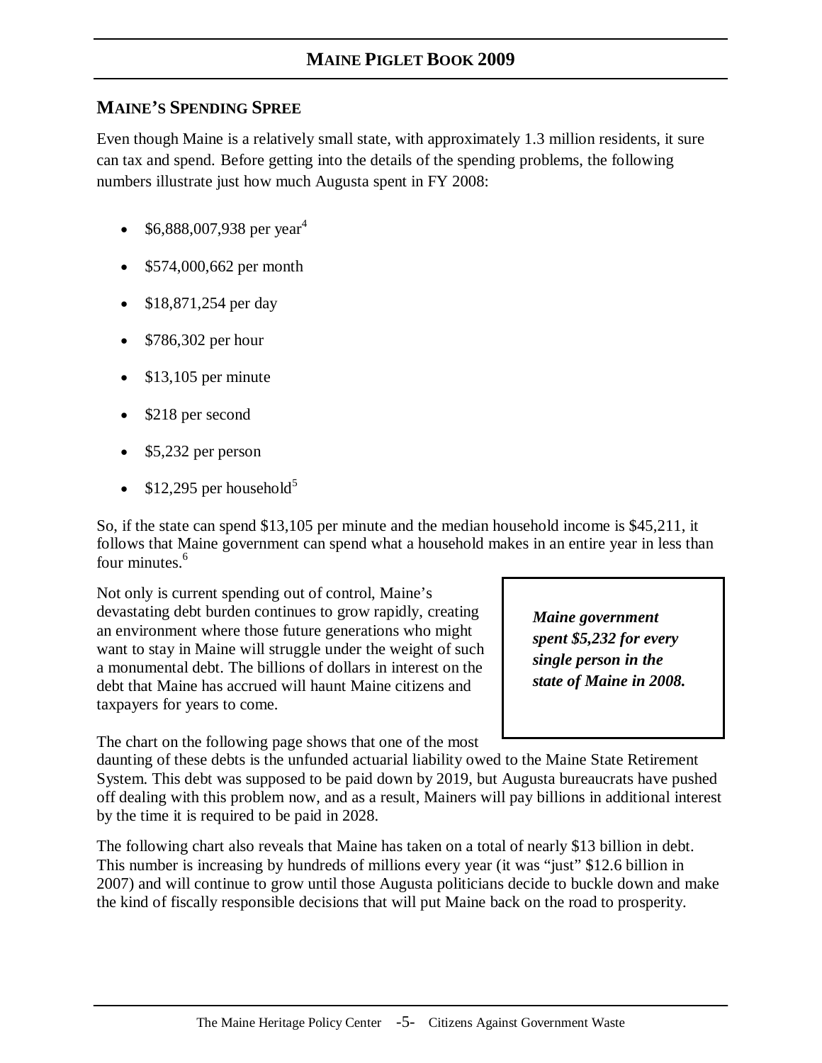## MAINE'S SPENDING SPREE

Even though Maine is a relatively small state, with approximately 1.3 million residents, it sure can tax and spend. Before getting into the details of the spending problems, the following numbers illustrate just how much Augusta spent in FY 2008:

- $6,888,007,938 per year[4]
- $574,000,662 per month
- $18,871,254 per day
- $786,302 per hour
- $13,105 per minute
- $218 per second
- $5,232 per person
- $12,295 per household[5]

So, if the state can spend $13,105 per minute and the median household income is $45,211, it follows that Maine government can spend what a household makes in an entire year in less than four minutes.[6]

> ***Maine government spent $5,232 for every single person in the state of Maine in 2008.***

Not only is current spending out of control, Maine's devastating debt burden continues to grow rapidly, creating an environment where those future generations who might want to stay in Maine will struggle under the weight of such a monumental debt. The billions of dollars in interest on the debt that Maine has accrued will haunt Maine citizens and taxpayers for years to come.

The chart on the following page shows that one of the most daunting of these debts is the unfunded actuarial liability owed to the Maine State Retirement System. This debt was supposed to be paid down by 2019, but Augusta bureaucrats have pushed off dealing with this problem now, and as a result, Mainers will pay billions in additional interest by the time it is required to be paid in 2028.

The following chart also reveals that Maine has taken on a total of nearly $13 billion in debt. This number is increasing by hundreds of millions every year (it was "just" $12.6 billion in 2007) and will continue to grow until those Augusta politicians decide to buckle down and make the kind of fiscally responsible decisions that will put Maine back on the road to prosperity.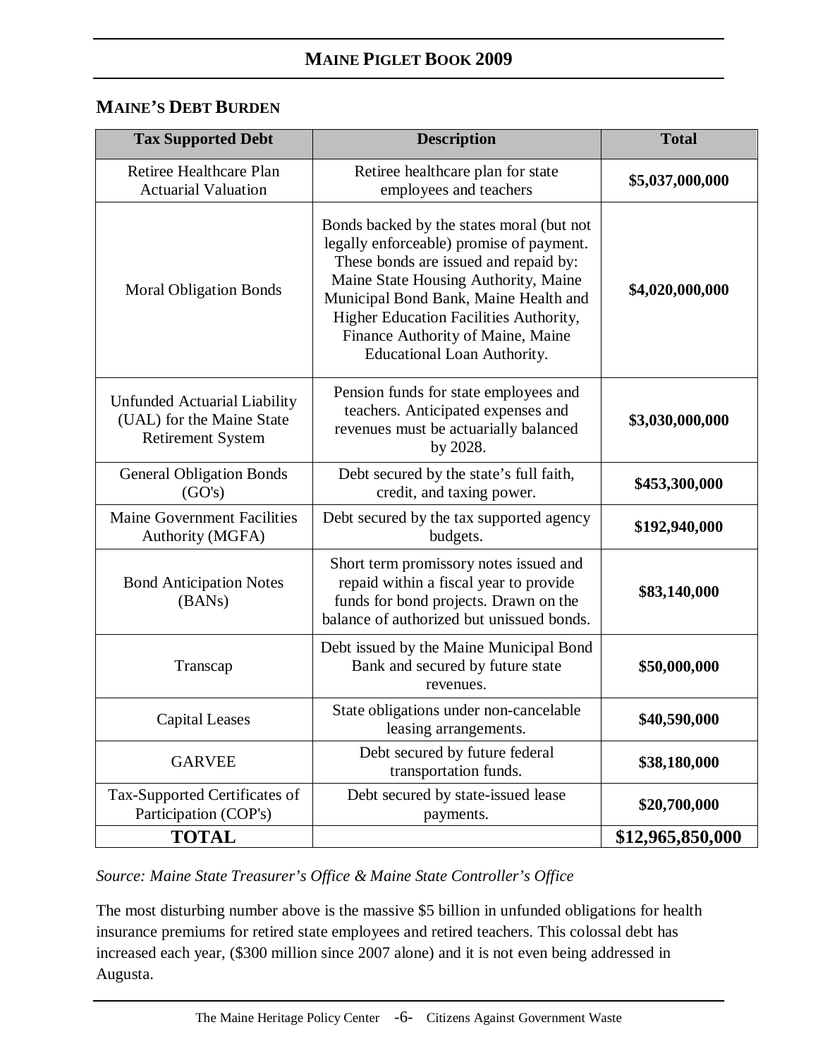## MAINE'S DEBT BURDEN

| Tax Supported Debt | Description | Total |
|---|---|---|
| Retiree Healthcare Plan Actuarial Valuation | Retiree healthcare plan for state employees and teachers | **$5,037,000,000** |
| Moral Obligation Bonds | Bonds backed by the states moral (but not legally enforceable) promise of payment. These bonds are issued and repaid by: Maine State Housing Authority, Maine Municipal Bond Bank, Maine Health and Higher Education Facilities Authority, Finance Authority of Maine, Maine Educational Loan Authority. | **$4,020,000,000** |
| Unfunded Actuarial Liability (UAL) for the Maine State Retirement System | Pension funds for state employees and teachers. Anticipated expenses and revenues must be actuarially balanced by 2028. | **$3,030,000,000** |
| General Obligation Bonds (GO's) | Debt secured by the state's full faith, credit, and taxing power. | **$453,300,000** |
| Maine Government Facilities Authority (MGFA) | Debt secured by the tax supported agency budgets. | **$192,940,000** |
| Bond Anticipation Notes (BANs) | Short term promissory notes issued and repaid within a fiscal year to provide funds for bond projects. Drawn on the balance of authorized but unissued bonds. | **$83,140,000** |
| Transcap | Debt issued by the Maine Municipal Bond Bank and secured by future state revenues. | **$50,000,000** |
| Capital Leases | State obligations under non-cancelable leasing arrangements. | **$40,590,000** |
| GARVEE | Debt secured by future federal transportation funds. | **$38,180,000** |
| Tax-Supported Certificates of Participation (COP's) | Debt secured by state-issued lease payments. | **$20,700,000** |
| **TOTAL** | | **$12,965,850,000** |

*Source: Maine State Treasurer's Office & Maine State Controller's Office*

The most disturbing number above is the massive $5 billion in unfunded obligations for health insurance premiums for retired state employees and retired teachers. This colossal debt has increased each year, ($300 million since 2007 alone) and it is not even being addressed in Augusta.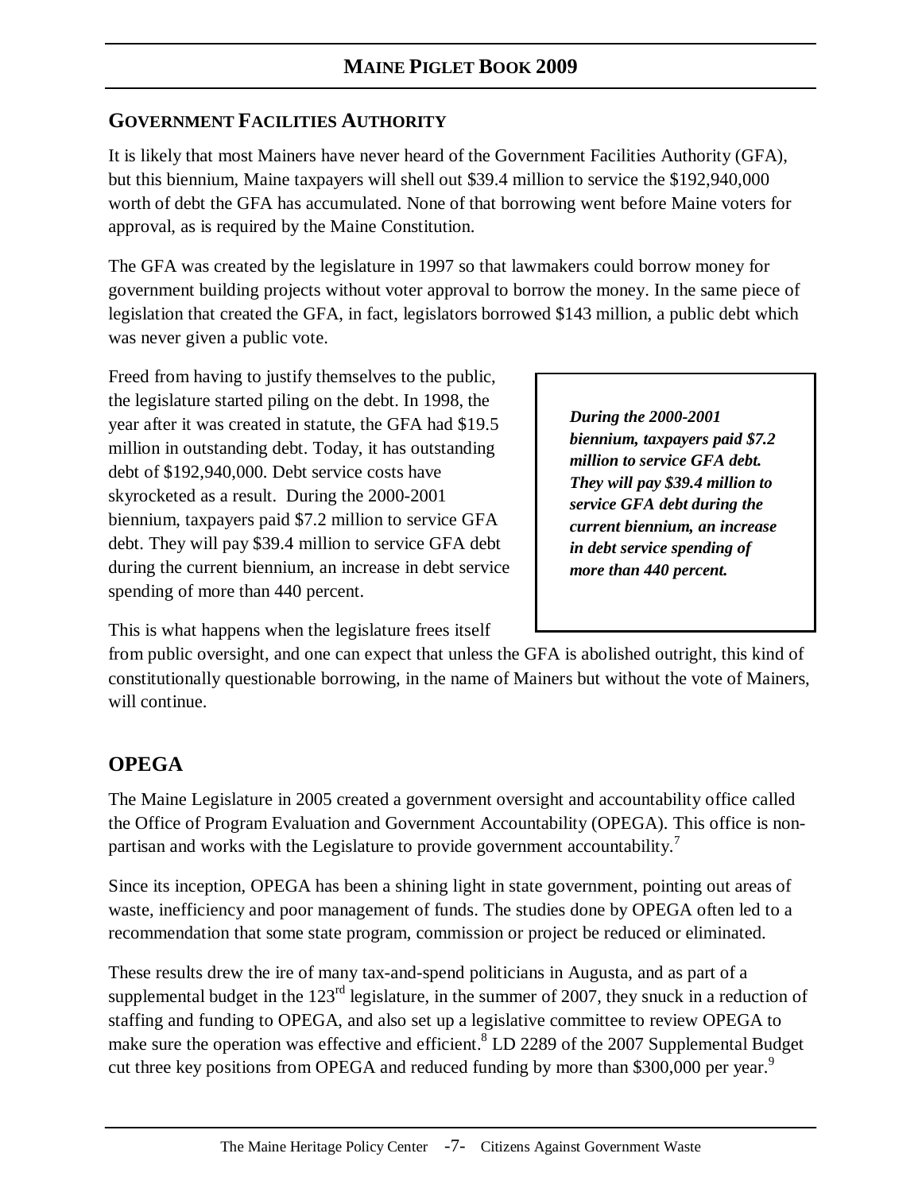## GOVERNMENT FACILITIES AUTHORITY

It is likely that most Mainers have never heard of the Government Facilities Authority (GFA), but this biennium, Maine taxpayers will shell out $39.4 million to service the $192,940,000 worth of debt the GFA has accumulated. None of that borrowing went before Maine voters for approval, as is required by the Maine Constitution.

The GFA was created by the legislature in 1997 so that lawmakers could borrow money for government building projects without voter approval to borrow the money. In the same piece of legislation that created the GFA, in fact, legislators borrowed $143 million, a public debt which was never given a public vote.

Freed from having to justify themselves to the public, the legislature started piling on the debt. In 1998, the year after it was created in statute, the GFA had $19.5 million in outstanding debt. Today, it has outstanding debt of $192,940,000. Debt service costs have skyrocketed as a result. During the 2000-2001 biennium, taxpayers paid $7.2 million to service GFA debt. They will pay $39.4 million to service GFA debt during the current biennium, an increase in debt service spending of more than 440 percent.

> ***During the 2000-2001 biennium, taxpayers paid $7.2 million to service GFA debt. They will pay $39.4 million to service GFA debt during the current biennium, an increase in debt service spending of more than 440 percent.***

This is what happens when the legislature frees itself from public oversight, and one can expect that unless the GFA is abolished outright, this kind of constitutionally questionable borrowing, in the name of Mainers but without the vote of Mainers, will continue.

## OPEGA

The Maine Legislature in 2005 created a government oversight and accountability office called the Office of Program Evaluation and Government Accountability (OPEGA). This office is non-partisan and works with the Legislature to provide government accountability.[7]

Since its inception, OPEGA has been a shining light in state government, pointing out areas of waste, inefficiency and poor management of funds. The studies done by OPEGA often led to a recommendation that some state program, commission or project be reduced or eliminated.

These results drew the ire of many tax-and-spend politicians in Augusta, and as part of a supplemental budget in the 123rd legislature, in the summer of 2007, they snuck in a reduction of staffing and funding to OPEGA, and also set up a legislative committee to review OPEGA to make sure the operation was effective and efficient.[8] LD 2289 of the 2007 Supplemental Budget cut three key positions from OPEGA and reduced funding by more than $300,000 per year.[9]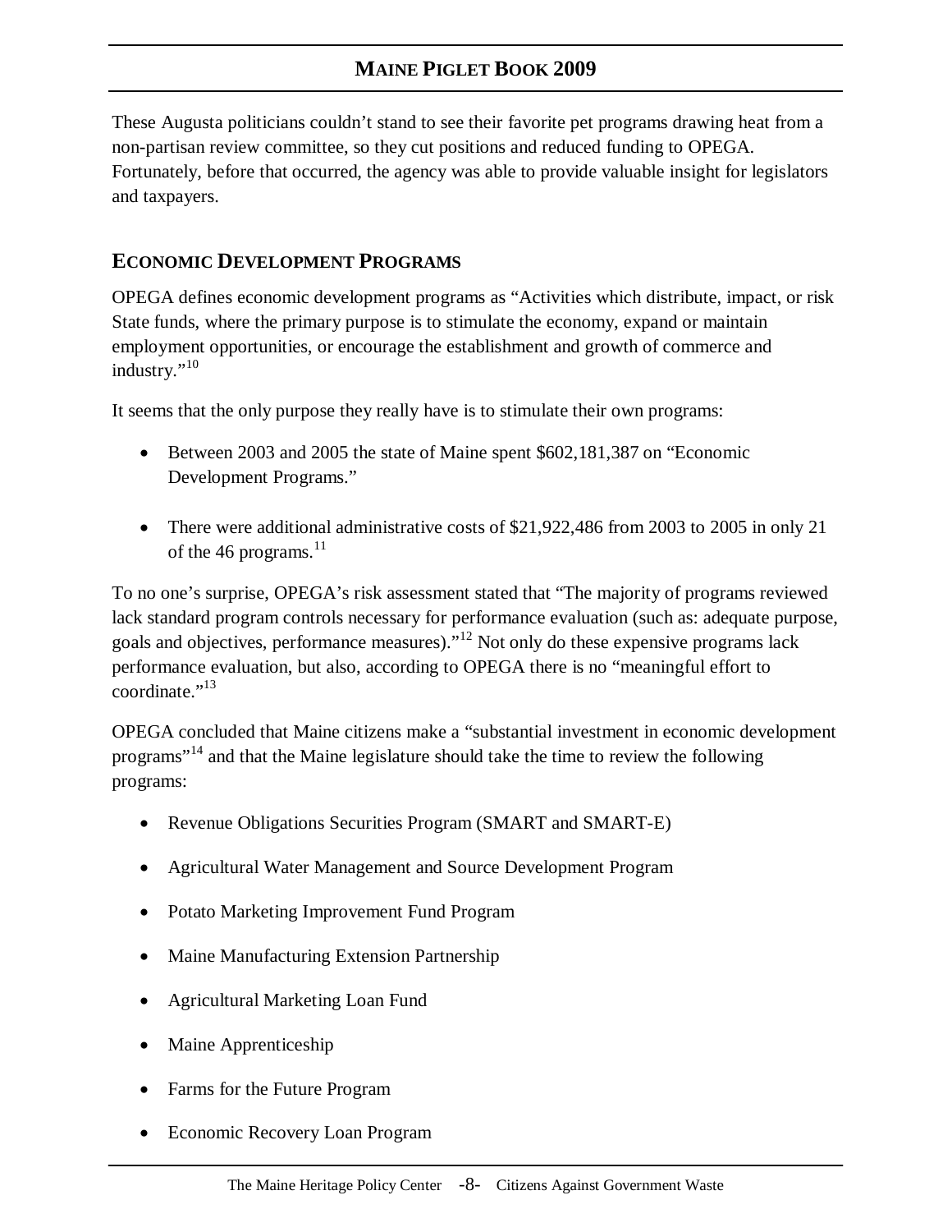These Augusta politicians couldn't stand to see their favorite pet programs drawing heat from a non-partisan review committee, so they cut positions and reduced funding to OPEGA. Fortunately, before that occurred, the agency was able to provide valuable insight for legislators and taxpayers.

## ECONOMIC DEVELOPMENT PROGRAMS

OPEGA defines economic development programs as "Activities which distribute, impact, or risk State funds, where the primary purpose is to stimulate the economy, expand or maintain employment opportunities, or encourage the establishment and growth of commerce and industry."[10]

It seems that the only purpose they really have is to stimulate their own programs:

- Between 2003 and 2005 the state of Maine spent $602,181,387 on "Economic Development Programs."
- There were additional administrative costs of $21,922,486 from 2003 to 2005 in only 21 of the 46 programs.[11]

To no one's surprise, OPEGA's risk assessment stated that "The majority of programs reviewed lack standard program controls necessary for performance evaluation (such as: adequate purpose, goals and objectives, performance measures)."[12] Not only do these expensive programs lack performance evaluation, but also, according to OPEGA there is no "meaningful effort to coordinate."[13]

OPEGA concluded that Maine citizens make a "substantial investment in economic development programs"[14] and that the Maine legislature should take the time to review the following programs:

- Revenue Obligations Securities Program (SMART and SMART-E)
- Agricultural Water Management and Source Development Program
- Potato Marketing Improvement Fund Program
- Maine Manufacturing Extension Partnership
- Agricultural Marketing Loan Fund
- Maine Apprenticeship
- Farms for the Future Program
- Economic Recovery Loan Program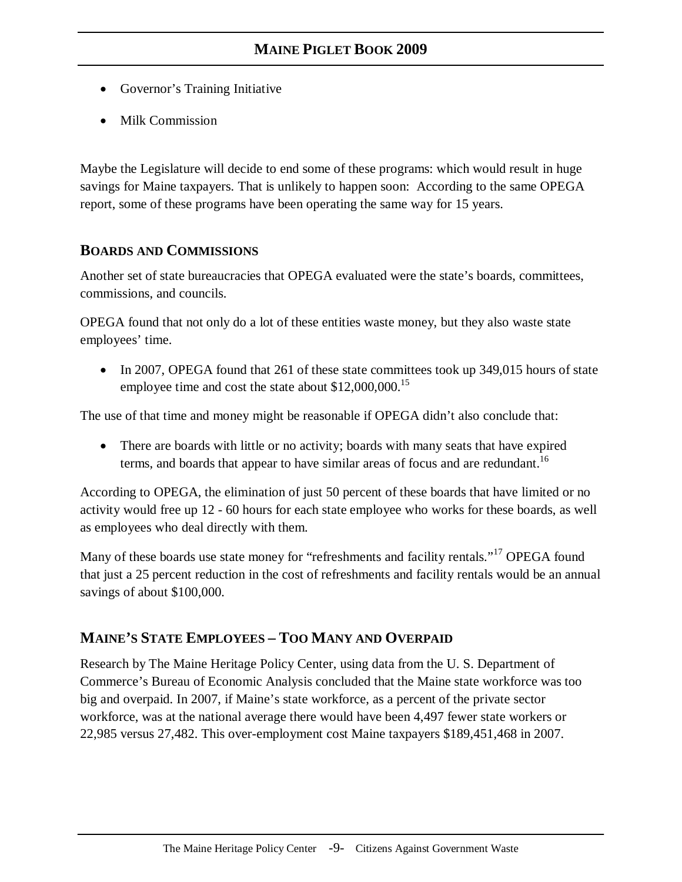- Governor's Training Initiative
- Milk Commission

Maybe the Legislature will decide to end some of these programs: which would result in huge savings for Maine taxpayers. That is unlikely to happen soon: According to the same OPEGA report, some of these programs have been operating the same way for 15 years.

## BOARDS AND COMMISSIONS

Another set of state bureaucracies that OPEGA evaluated were the state's boards, committees, commissions, and councils.

OPEGA found that not only do a lot of these entities waste money, but they also waste state employees' time.

- In 2007, OPEGA found that 261 of these state committees took up 349,015 hours of state employee time and cost the state about $12,000,000.[15]

The use of that time and money might be reasonable if OPEGA didn't also conclude that:

- There are boards with little or no activity; boards with many seats that have expired terms, and boards that appear to have similar areas of focus and are redundant.[16]

According to OPEGA, the elimination of just 50 percent of these boards that have limited or no activity would free up 12 - 60 hours for each state employee who works for these boards, as well as employees who deal directly with them.

Many of these boards use state money for "refreshments and facility rentals."[17] OPEGA found that just a 25 percent reduction in the cost of refreshments and facility rentals would be an annual savings of about $100,000.

## MAINE'S STATE EMPLOYEES – TOO MANY AND OVERPAID

Research by The Maine Heritage Policy Center, using data from the U. S. Department of Commerce's Bureau of Economic Analysis concluded that the Maine state workforce was too big and overpaid. In 2007, if Maine's state workforce, as a percent of the private sector workforce, was at the national average there would have been 4,497 fewer state workers or 22,985 versus 27,482. This over-employment cost Maine taxpayers $189,451,468 in 2007.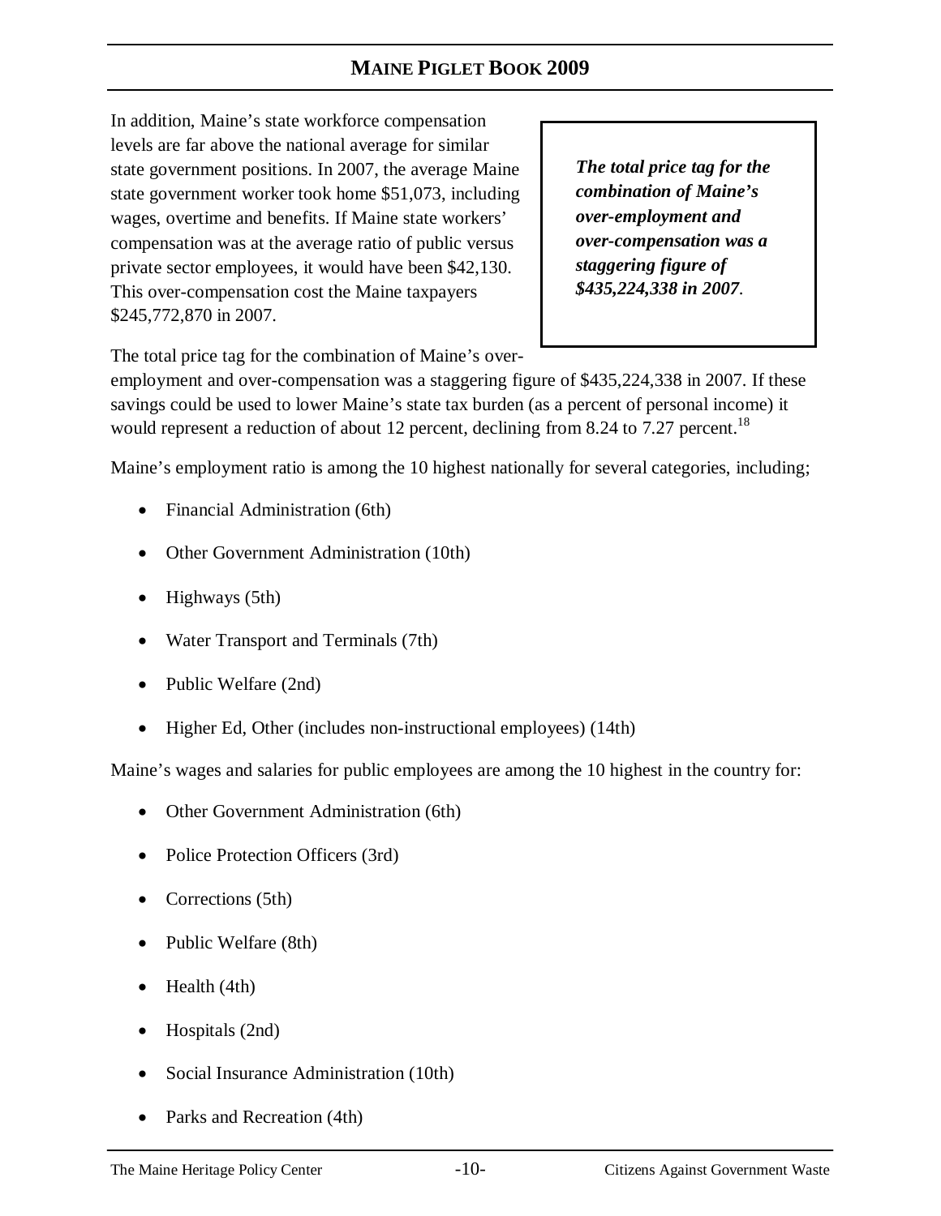In addition, Maine's state workforce compensation levels are far above the national average for similar state government positions. In 2007, the average Maine state government worker took home $51,073, including wages, overtime and benefits. If Maine state workers' compensation was at the average ratio of public versus private sector employees, it would have been $42,130. This over-compensation cost the Maine taxpayers $245,772,870 in 2007.

> ***The total price tag for the combination of Maine's over-employment and over-compensation was a staggering figure of $435,224,338 in 2007.***

The total price tag for the combination of Maine's over-employment and over-compensation was a staggering figure of $435,224,338 in 2007. If these savings could be used to lower Maine's state tax burden (as a percent of personal income) it would represent a reduction of about 12 percent, declining from 8.24 to 7.27 percent.[18]

Maine's employment ratio is among the 10 highest nationally for several categories, including;

- Financial Administration (6th)
- Other Government Administration (10th)
- Highways (5th)
- Water Transport and Terminals (7th)
- Public Welfare (2nd)
- Higher Ed, Other (includes non-instructional employees) (14th)

Maine's wages and salaries for public employees are among the 10 highest in the country for:

- Other Government Administration (6th)
- Police Protection Officers (3rd)
- Corrections (5th)
- Public Welfare (8th)
- Health (4th)
- Hospitals (2nd)
- Social Insurance Administration (10th)
- Parks and Recreation (4th)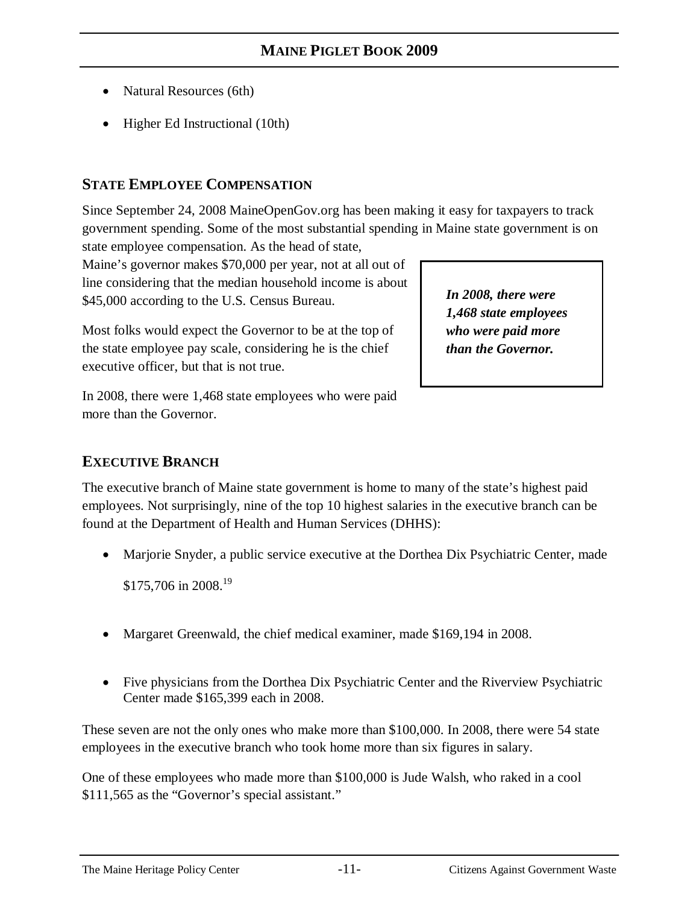- Natural Resources (6th)
- Higher Ed Instructional (10th)

## STATE EMPLOYEE COMPENSATION

Since September 24, 2008 MaineOpenGov.org has been making it easy for taxpayers to track government spending. Some of the most substantial spending in Maine state government is on state employee compensation. As the head of state, Maine's governor makes $70,000 per year, not at all out of line considering that the median household income is about $45,000 according to the U.S. Census Bureau.

> ***In 2008, there were 1,468 state employees who were paid more than the Governor.***

Most folks would expect the Governor to be at the top of the state employee pay scale, considering he is the chief executive officer, but that is not true.

In 2008, there were 1,468 state employees who were paid more than the Governor.

## EXECUTIVE BRANCH

The executive branch of Maine state government is home to many of the state's highest paid employees. Not surprisingly, nine of the top 10 highest salaries in the executive branch can be found at the Department of Health and Human Services (DHHS):

- Marjorie Snyder, a public service executive at the Dorthea Dix Psychiatric Center, made $175,706 in 2008.[19]
- Margaret Greenwald, the chief medical examiner, made $169,194 in 2008.
- Five physicians from the Dorthea Dix Psychiatric Center and the Riverview Psychiatric Center made $165,399 each in 2008.

These seven are not the only ones who make more than $100,000. In 2008, there were 54 state employees in the executive branch who took home more than six figures in salary.

One of these employees who made more than $100,000 is Jude Walsh, who raked in a cool $111,565 as the "Governor's special assistant."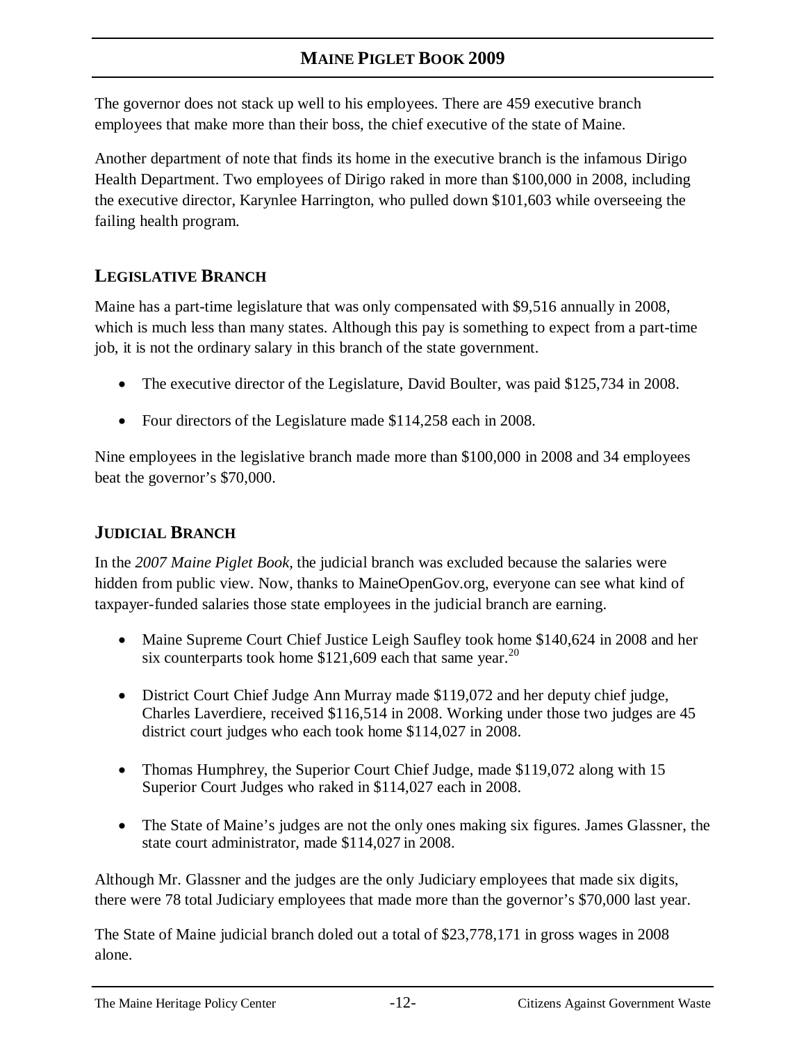The governor does not stack up well to his employees. There are 459 executive branch employees that make more than their boss, the chief executive of the state of Maine.

Another department of note that finds its home in the executive branch is the infamous Dirigo Health Department. Two employees of Dirigo raked in more than $100,000 in 2008, including the executive director, Karynlee Harrington, who pulled down $101,603 while overseeing the failing health program.

## LEGISLATIVE BRANCH

Maine has a part-time legislature that was only compensated with $9,516 annually in 2008, which is much less than many states. Although this pay is something to expect from a part-time job, it is not the ordinary salary in this branch of the state government.

- The executive director of the Legislature, David Boulter, was paid $125,734 in 2008.
- Four directors of the Legislature made $114,258 each in 2008.

Nine employees in the legislative branch made more than $100,000 in 2008 and 34 employees beat the governor's $70,000.

## JUDICIAL BRANCH

In the *2007 Maine Piglet Book*, the judicial branch was excluded because the salaries were hidden from public view. Now, thanks to MaineOpenGov.org, everyone can see what kind of taxpayer-funded salaries those state employees in the judicial branch are earning.

- Maine Supreme Court Chief Justice Leigh Saufley took home $140,624 in 2008 and her six counterparts took home $121,609 each that same year.[20]
- District Court Chief Judge Ann Murray made $119,072 and her deputy chief judge, Charles Laverdiere, received $116,514 in 2008. Working under those two judges are 45 district court judges who each took home $114,027 in 2008.
- Thomas Humphrey, the Superior Court Chief Judge, made $119,072 along with 15 Superior Court Judges who raked in $114,027 each in 2008.
- The State of Maine's judges are not the only ones making six figures. James Glassner, the state court administrator, made $114,027 in 2008.

Although Mr. Glassner and the judges are the only Judiciary employees that made six digits, there were 78 total Judiciary employees that made more than the governor's $70,000 last year.

The State of Maine judicial branch doled out a total of $23,778,171 in gross wages in 2008 alone.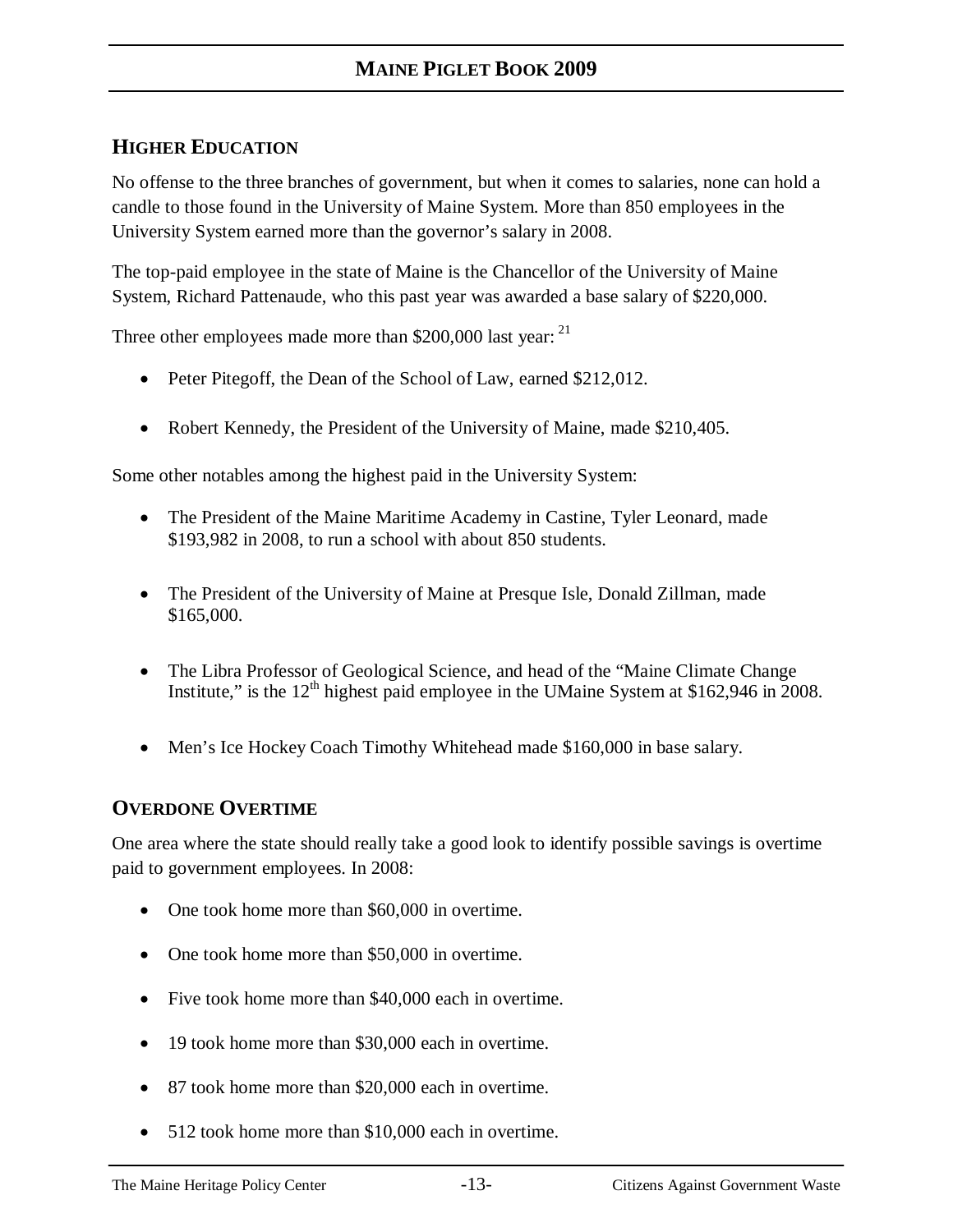## HIGHER EDUCATION

No offense to the three branches of government, but when it comes to salaries, none can hold a candle to those found in the University of Maine System. More than 850 employees in the University System earned more than the governor's salary in 2008.

The top-paid employee in the state of Maine is the Chancellor of the University of Maine System, Richard Pattenaude, who this past year was awarded a base salary of $220,000.

Three other employees made more than $200,000 last year: [21]

- Peter Pitegoff, the Dean of the School of Law, earned $212,012.
- Robert Kennedy, the President of the University of Maine, made $210,405.

Some other notables among the highest paid in the University System:

- The President of the Maine Maritime Academy in Castine, Tyler Leonard, made $193,982 in 2008, to run a school with about 850 students.
- The President of the University of Maine at Presque Isle, Donald Zillman, made $165,000.
- The Libra Professor of Geological Science, and head of the "Maine Climate Change Institute," is the 12th highest paid employee in the UMaine System at $162,946 in 2008.
- Men's Ice Hockey Coach Timothy Whitehead made $160,000 in base salary.

## OVERDONE OVERTIME

One area where the state should really take a good look to identify possible savings is overtime paid to government employees. In 2008:

- One took home more than $60,000 in overtime.
- One took home more than $50,000 in overtime.
- Five took home more than $40,000 each in overtime.
- 19 took home more than $30,000 each in overtime.
- 87 took home more than $20,000 each in overtime.
- 512 took home more than $10,000 each in overtime.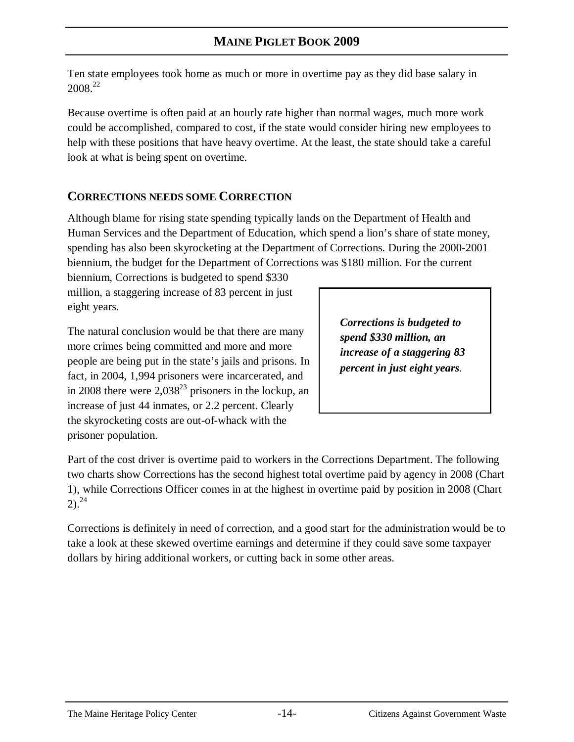Ten state employees took home as much or more in overtime pay as they did base salary in 2008.[22]

Because overtime is often paid at an hourly rate higher than normal wages, much more work could be accomplished, compared to cost, if the state would consider hiring new employees to help with these positions that have heavy overtime. At the least, the state should take a careful look at what is being spent on overtime.

## CORRECTIONS NEEDS SOME CORRECTION

Although blame for rising state spending typically lands on the Department of Health and Human Services and the Department of Education, which spend a lion's share of state money, spending has also been skyrocketing at the Department of Corrections. During the 2000-2001 biennium, the budget for the Department of Corrections was $180 million. For the current biennium, Corrections is budgeted to spend $330 million, a staggering increase of 83 percent in just eight years.

> ***Corrections is budgeted to spend $330 million, an increase of a staggering 83 percent in just eight years.***

The natural conclusion would be that there are many more crimes being committed and more and more people are being put in the state's jails and prisons. In fact, in 2004, 1,994 prisoners were incarcerated, and in 2008 there were 2,038[23] prisoners in the lockup, an increase of just 44 inmates, or 2.2 percent. Clearly the skyrocketing costs are out-of-whack with the prisoner population.

Part of the cost driver is overtime paid to workers in the Corrections Department. The following two charts show Corrections has the second highest total overtime paid by agency in 2008 (Chart 1), while Corrections Officer comes in at the highest in overtime paid by position in 2008 (Chart 2).[24]

Corrections is definitely in need of correction, and a good start for the administration would be to take a look at these skewed overtime earnings and determine if they could save some taxpayer dollars by hiring additional workers, or cutting back in some other areas.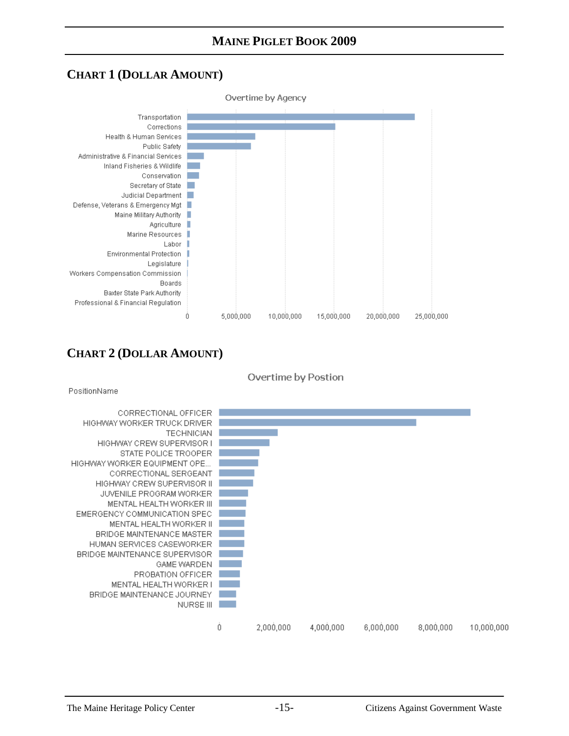## CHART 1 (DOLLAR AMOUNT)

Overtime by Agency

Transportation
Corrections
Health & Human Services
Public Safety
Administrative & Financial Services
Inland Fisheries & Wildlife
Conservation
Secretary of State
Judicial Department
Defense, Veterans & Emergency Mgt
Maine Military Authority
Agriculture
Marine Resources
Labor
Environmental Protection
Legislature
Workers Compensation Commission
Boards
Baxter State Park Authority
Professional & Financial Regulation

0 | 5,000,000 | 10,000,000 | 15,000,000 | 20,000,000 | 25,000,000

## CHART 2 (DOLLAR AMOUNT)

Overtime by Postion

PositionName

CORRECTIONAL OFFICER
HIGHWAY WORKER TRUCK DRIVER
TECHNICIAN
HIGHWAY CREW SUPERVISOR I
STATE POLICE TROOPER
HIGHWAY WORKER EQUIPMENT OPE...
CORRECTIONAL SERGEANT
HIGHWAY CREW SUPERVISOR II
JUVENILE PROGRAM WORKER
MENTAL HEALTH WORKER III
EMERGENCY COMMUNICATION SPEC
MENTAL HEALTH WORKER II
BRIDGE MAINTENANCE MASTER
HUMAN SERVICES CASEWORKER
BRIDGE MAINTENANCE SUPERVISOR
GAME WARDEN
PROBATION OFFICER
MENTAL HEALTH WORKER I
BRIDGE MAINTENANCE JOURNEY
NURSE III

0 | 2,000,000 | 4,000,000 | 6,000,000 | 8,000,000 | 10,000,000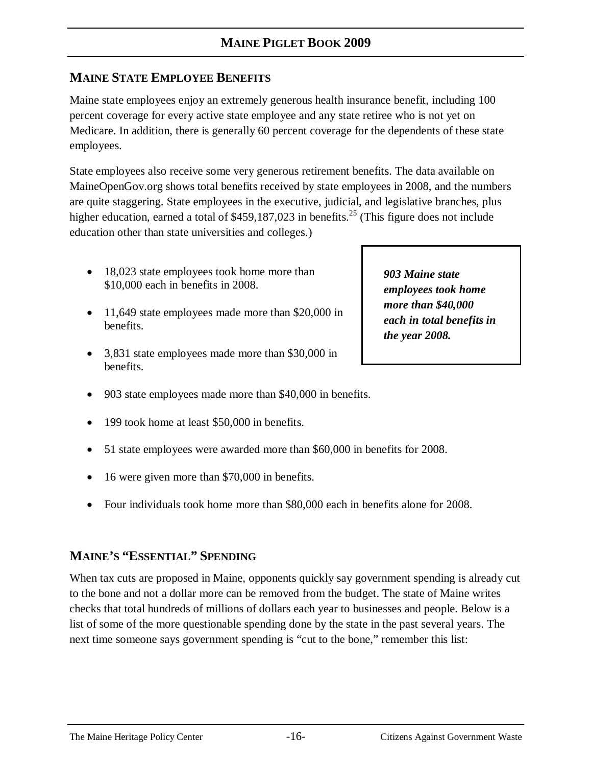## MAINE STATE EMPLOYEE BENEFITS

Maine state employees enjoy an extremely generous health insurance benefit, including 100 percent coverage for every active state employee and any state retiree who is not yet on Medicare. In addition, there is generally 60 percent coverage for the dependents of these state employees.

State employees also receive some very generous retirement benefits. The data available on MaineOpenGov.org shows total benefits received by state employees in 2008, and the numbers are quite staggering. State employees in the executive, judicial, and legislative branches, plus higher education, earned a total of $459,187,023 in benefits.[25] (This figure does not include education other than state universities and colleges.)

- 18,023 state employees took home more than $10,000 each in benefits in 2008.
- 11,649 state employees made more than $20,000 in benefits.
- 3,831 state employees made more than $30,000 in benefits.
- 903 state employees made more than $40,000 in benefits.
- 199 took home at least $50,000 in benefits.
- 51 state employees were awarded more than $60,000 in benefits for 2008.
- 16 were given more than $70,000 in benefits.
- Four individuals took home more than $80,000 each in benefits alone for 2008.

***903 Maine state employees took home more than $40,000 each in total benefits in the year 2008.***

## MAINE'S "ESSENTIAL" SPENDING

When tax cuts are proposed in Maine, opponents quickly say government spending is already cut to the bone and not a dollar more can be removed from the budget. The state of Maine writes checks that total hundreds of millions of dollars each year to businesses and people. Below is a list of some of the more questionable spending done by the state in the past several years. The next time someone says government spending is "cut to the bone," remember this list: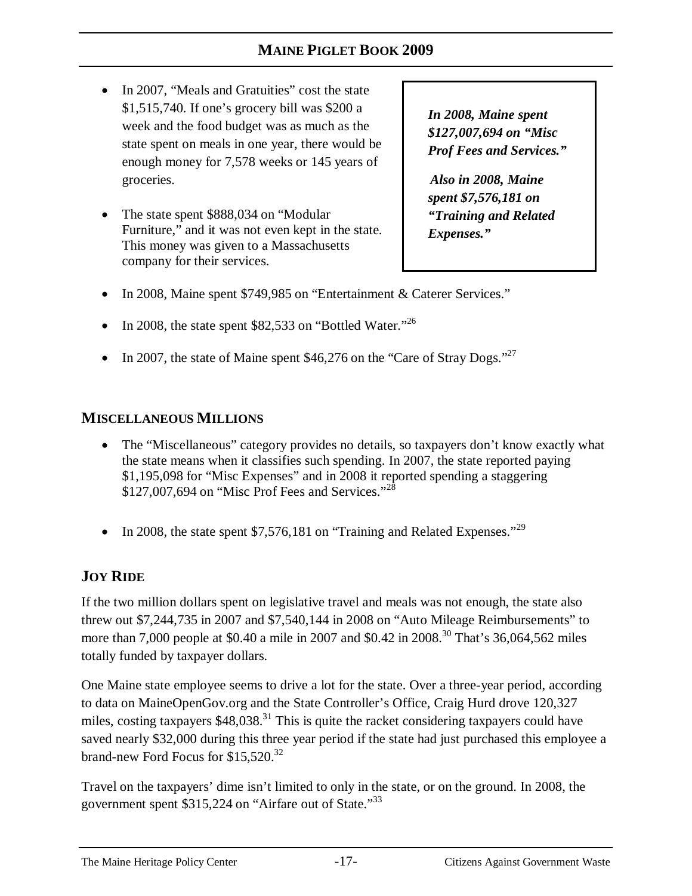- In 2007, "Meals and Gratuities" cost the state $1,515,740. If one's grocery bill was $200 a week and the food budget was as much as the state spent on meals in one year, there would be enough money for 7,578 weeks or 145 years of groceries.

- The state spent $888,034 on "Modular Furniture," and it was not even kept in the state. This money was given to a Massachusetts company for their services.

> ***In 2008, Maine spent $127,007,694 on "Misc Prof Fees and Services."***
>
> ***Also in 2008, Maine spent $7,576,181 on "Training and Related Expenses."***

- In 2008, Maine spent $749,985 on "Entertainment & Caterer Services."

- In 2008, the state spent $82,533 on "Bottled Water."[26]

- In 2007, the state of Maine spent $46,276 on the "Care of Stray Dogs."[27]

## MISCELLANEOUS MILLIONS

- The "Miscellaneous" category provides no details, so taxpayers don't know exactly what the state means when it classifies such spending. In 2007, the state reported paying $1,195,098 for "Misc Expenses" and in 2008 it reported spending a staggering $127,007,694 on "Misc Prof Fees and Services."[28]

- In 2008, the state spent $7,576,181 on "Training and Related Expenses."[29]

## JOY RIDE

If the two million dollars spent on legislative travel and meals was not enough, the state also threw out $7,244,735 in 2007 and $7,540,144 in 2008 on "Auto Mileage Reimbursements" to more than 7,000 people at $0.40 a mile in 2007 and $0.42 in 2008.[30] That's 36,064,562 miles totally funded by taxpayer dollars.

One Maine state employee seems to drive a lot for the state. Over a three-year period, according to data on MaineOpenGov.org and the State Controller's Office, Craig Hurd drove 120,327 miles, costing taxpayers $48,038.[31] This is quite the racket considering taxpayers could have saved nearly $32,000 during this three year period if the state had just purchased this employee a brand-new Ford Focus for $15,520.[32]

Travel on the taxpayers' dime isn't limited to only in the state, or on the ground. In 2008, the government spent $315,224 on "Airfare out of State."[33]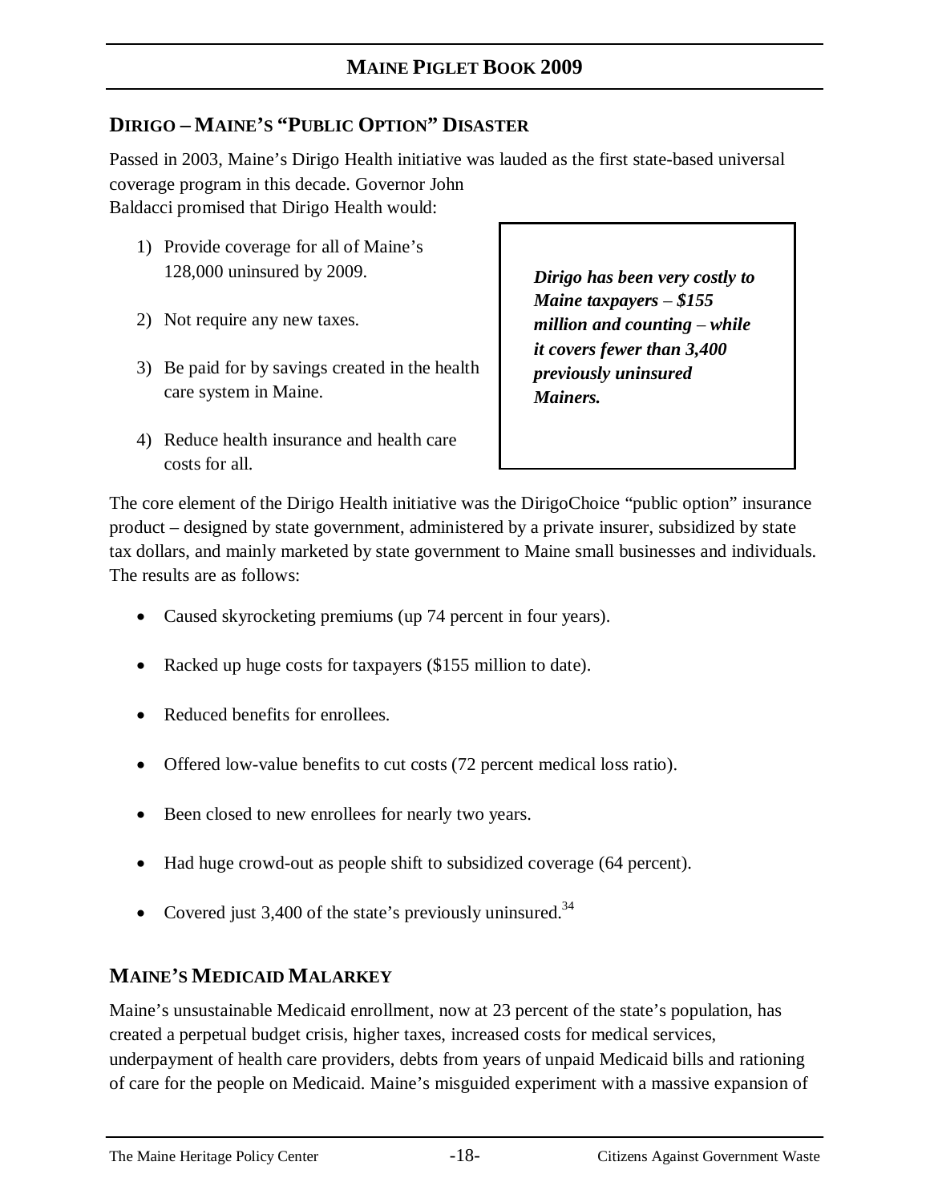## DIRIGO – MAINE'S "PUBLIC OPTION" DISASTER

Passed in 2003, Maine's Dirigo Health initiative was lauded as the first state-based universal coverage program in this decade. Governor John Baldacci promised that Dirigo Health would:

1) Provide coverage for all of Maine's 128,000 uninsured by 2009.
2) Not require any new taxes.
3) Be paid for by savings created in the health care system in Maine.
4) Reduce health insurance and health care costs for all.

> ***Dirigo has been very costly to Maine taxpayers – $155 million and counting – while it covers fewer than 3,400 previously uninsured Mainers.***

The core element of the Dirigo Health initiative was the DirigoChoice "public option" insurance product – designed by state government, administered by a private insurer, subsidized by state tax dollars, and mainly marketed by state government to Maine small businesses and individuals. The results are as follows:

- Caused skyrocketing premiums (up 74 percent in four years).
- Racked up huge costs for taxpayers ($155 million to date).
- Reduced benefits for enrollees.
- Offered low-value benefits to cut costs (72 percent medical loss ratio).
- Been closed to new enrollees for nearly two years.
- Had huge crowd-out as people shift to subsidized coverage (64 percent).
- Covered just 3,400 of the state's previously uninsured.[34]

## MAINE'S MEDICAID MALARKEY

Maine's unsustainable Medicaid enrollment, now at 23 percent of the state's population, has created a perpetual budget crisis, higher taxes, increased costs for medical services, underpayment of health care providers, debts from years of unpaid Medicaid bills and rationing of care for the people on Medicaid. Maine's misguided experiment with a massive expansion of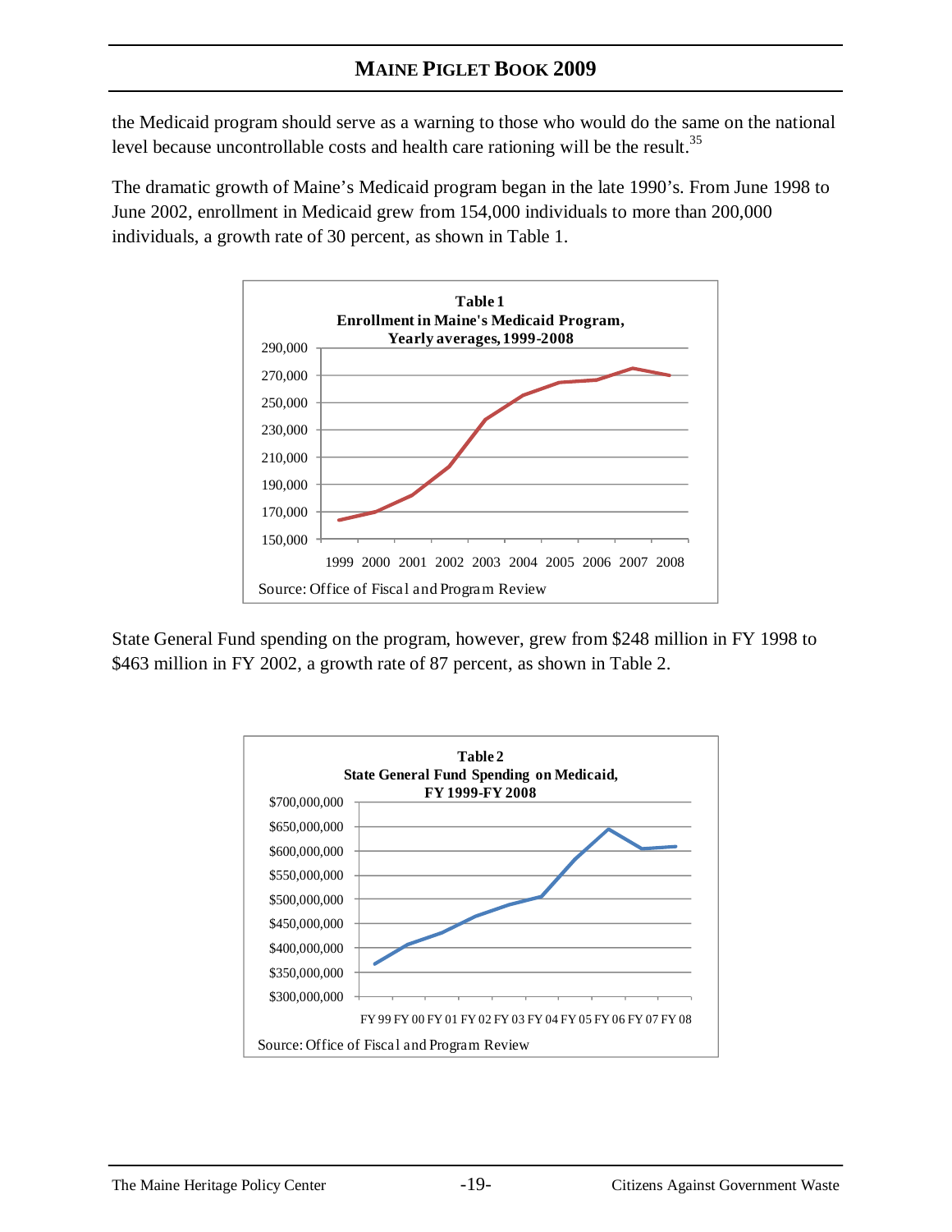the Medicaid program should serve as a warning to those who would do the same on the national level because uncontrollable costs and health care rationing will be the result.[35]

The dramatic growth of Maine's Medicaid program began in the late 1990's. From June 1998 to June 2002, enrollment in Medicaid grew from 154,000 individuals to more than 200,000 individuals, a growth rate of 30 percent, as shown in Table 1.

**Table 1**
**Enrollment in Maine's Medicaid Program, Yearly averages, 1999-2008**

Source: Office of Fiscal and Program Review

State General Fund spending on the program, however, grew from $248 million in FY 1998 to $463 million in FY 2002, a growth rate of 87 percent, as shown in Table 2.

**Table 2**
**State General Fund Spending on Medicaid, FY 1999-FY 2008**

Source: Office of Fiscal and Program Review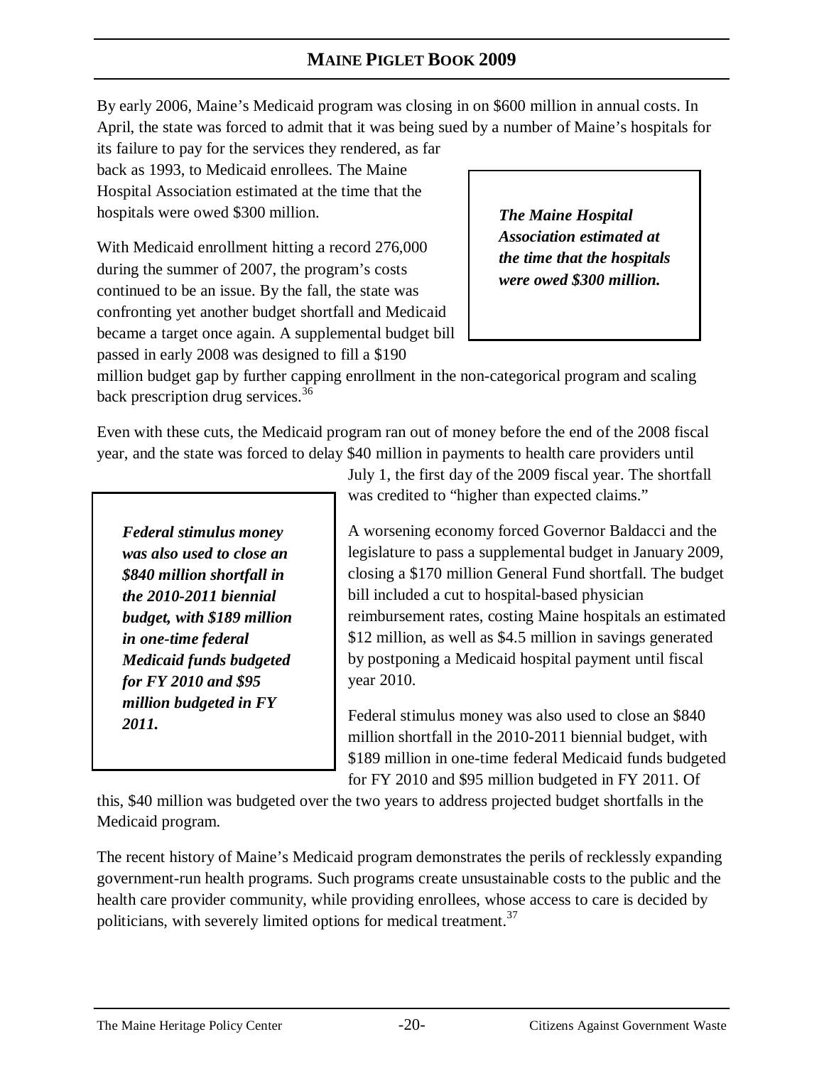By early 2006, Maine's Medicaid program was closing in on $600 million in annual costs. In April, the state was forced to admit that it was being sued by a number of Maine's hospitals for its failure to pay for the services they rendered, as far back as 1993, to Medicaid enrollees. The Maine Hospital Association estimated at the time that the hospitals were owed $300 million.

> ***The Maine Hospital Association estimated at the time that the hospitals were owed $300 million.***

With Medicaid enrollment hitting a record 276,000 during the summer of 2007, the program's costs continued to be an issue. By the fall, the state was confronting yet another budget shortfall and Medicaid became a target once again. A supplemental budget bill passed in early 2008 was designed to fill a $190 million budget gap by further capping enrollment in the non-categorical program and scaling back prescription drug services.[36]

Even with these cuts, the Medicaid program ran out of money before the end of the 2008 fiscal year, and the state was forced to delay $40 million in payments to health care providers until July 1, the first day of the 2009 fiscal year. The shortfall was credited to "higher than expected claims."

> ***Federal stimulus money was also used to close an $840 million shortfall in the 2010-2011 biennial budget, with $189 million in one-time federal Medicaid funds budgeted for FY 2010 and $95 million budgeted in FY 2011.***

A worsening economy forced Governor Baldacci and the legislature to pass a supplemental budget in January 2009, closing a $170 million General Fund shortfall. The budget bill included a cut to hospital-based physician reimbursement rates, costing Maine hospitals an estimated $12 million, as well as $4.5 million in savings generated by postponing a Medicaid hospital payment until fiscal year 2010.

Federal stimulus money was also used to close an $840 million shortfall in the 2010-2011 biennial budget, with $189 million in one-time federal Medicaid funds budgeted for FY 2010 and $95 million budgeted in FY 2011. Of this, $40 million was budgeted over the two years to address projected budget shortfalls in the Medicaid program.

The recent history of Maine's Medicaid program demonstrates the perils of recklessly expanding government-run health programs. Such programs create unsustainable costs to the public and the health care provider community, while providing enrollees, whose access to care is decided by politicians, with severely limited options for medical treatment.[37]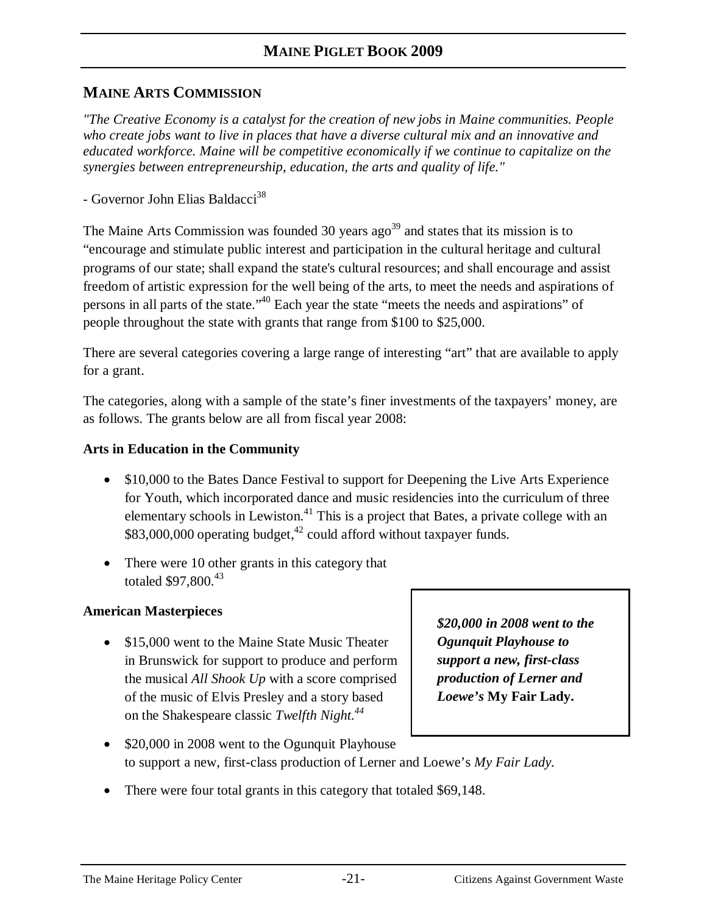## MAINE ARTS COMMISSION

*"The Creative Economy is a catalyst for the creation of new jobs in Maine communities. People who create jobs want to live in places that have a diverse cultural mix and an innovative and educated workforce. Maine will be competitive economically if we continue to capitalize on the synergies between entrepreneurship, education, the arts and quality of life."*

- Governor John Elias Baldacci[38]

The Maine Arts Commission was founded 30 years ago[39] and states that its mission is to "encourage and stimulate public interest and participation in the cultural heritage and cultural programs of our state; shall expand the state's cultural resources; and shall encourage and assist freedom of artistic expression for the well being of the arts, to meet the needs and aspirations of persons in all parts of the state."[40] Each year the state "meets the needs and aspirations" of people throughout the state with grants that range from $100 to $25,000.

There are several categories covering a large range of interesting "art" that are available to apply for a grant.

The categories, along with a sample of the state's finer investments of the taxpayers' money, are as follows. The grants below are all from fiscal year 2008:

**Arts in Education in the Community**

- $10,000 to the Bates Dance Festival to support for Deepening the Live Arts Experience for Youth, which incorporated dance and music residencies into the curriculum of three elementary schools in Lewiston.[41] This is a project that Bates, a private college with an $83,000,000 operating budget,[42] could afford without taxpayer funds.
- There were 10 other grants in this category that totaled $97,800.[43]

**American Masterpieces**

- $15,000 went to the Maine State Music Theater in Brunswick for support to produce and perform the musical *All Shook Up* with a score comprised of the music of Elvis Presley and a story based on the Shakespeare classic *Twelfth Night.*[44]
- $20,000 in 2008 went to the Ogunquit Playhouse to support a new, first-class production of Lerner and Loewe's *My Fair Lady.*
- There were four total grants in this category that totaled $69,148.

***$20,000 in 2008 went to the Ogunquit Playhouse to support a new, first-class production of Lerner and Loewe's* My Fair Lady.**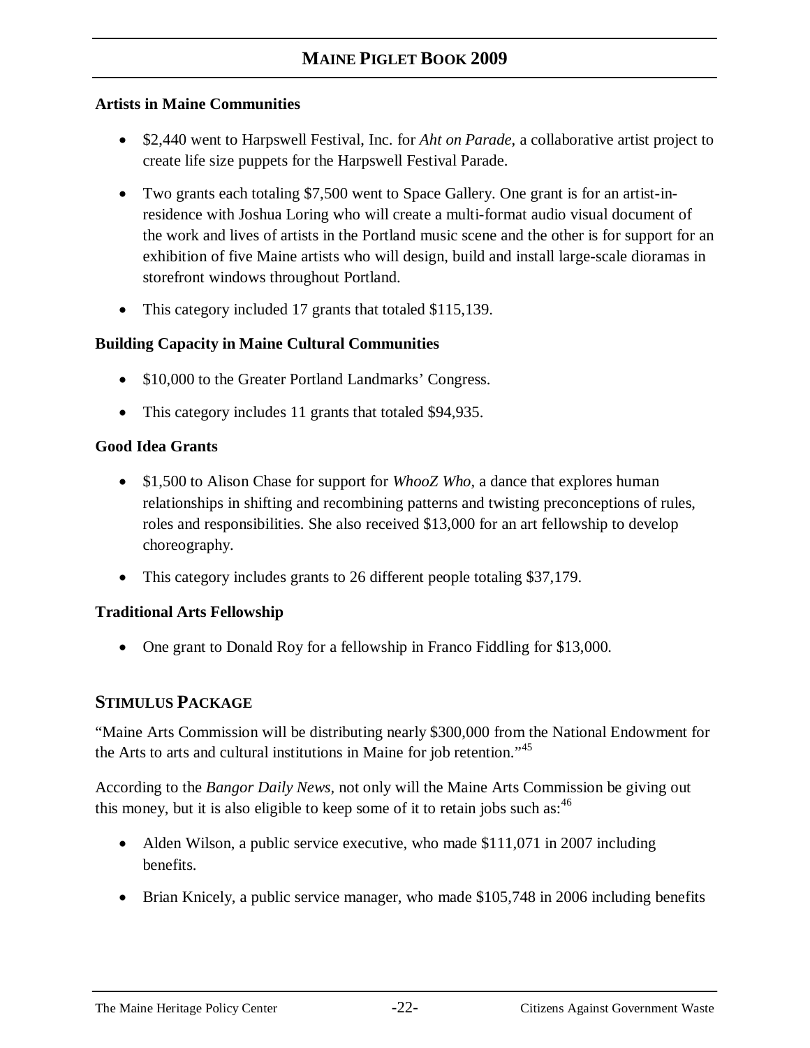**Artists in Maine Communities**

- $2,440 went to Harpswell Festival, Inc. for *Aht on Parade*, a collaborative artist project to create life size puppets for the Harpswell Festival Parade.
- Two grants each totaling $7,500 went to Space Gallery. One grant is for an artist-in-residence with Joshua Loring who will create a multi-format audio visual document of the work and lives of artists in the Portland music scene and the other is for support for an exhibition of five Maine artists who will design, build and install large-scale dioramas in storefront windows throughout Portland.
- This category included 17 grants that totaled $115,139.

**Building Capacity in Maine Cultural Communities**

- $10,000 to the Greater Portland Landmarks' Congress.
- This category includes 11 grants that totaled $94,935.

**Good Idea Grants**

- $1,500 to Alison Chase for support for *WhooZ Who*, a dance that explores human relationships in shifting and recombining patterns and twisting preconceptions of rules, roles and responsibilities. She also received $13,000 for an art fellowship to develop choreography.
- This category includes grants to 26 different people totaling $37,179.

**Traditional Arts Fellowship**

- One grant to Donald Roy for a fellowship in Franco Fiddling for $13,000.

## STIMULUS PACKAGE

"Maine Arts Commission will be distributing nearly $300,000 from the National Endowment for the Arts to arts and cultural institutions in Maine for job retention."[45]

According to the *Bangor Daily News*, not only will the Maine Arts Commission be giving out this money, but it is also eligible to keep some of it to retain jobs such as:[46]

- Alden Wilson, a public service executive, who made $111,071 in 2007 including benefits.
- Brian Knicely, a public service manager, who made $105,748 in 2006 including benefits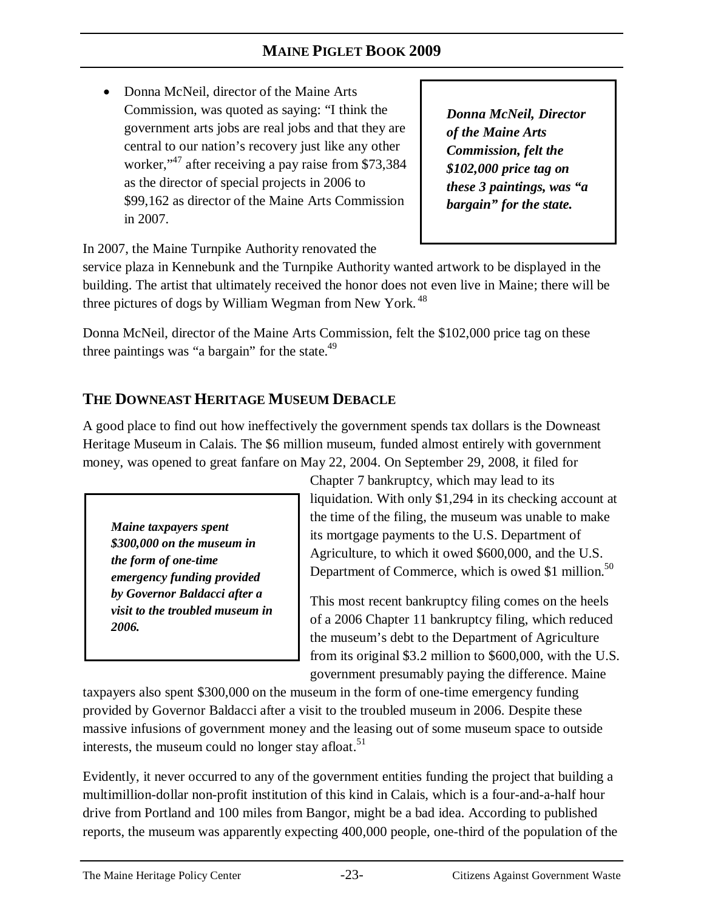- Donna McNeil, director of the Maine Arts Commission, was quoted as saying: "I think the government arts jobs are real jobs and that they are central to our nation's recovery just like any other worker,"[47] after receiving a pay raise from $73,384 as the director of special projects in 2006 to $99,162 as director of the Maine Arts Commission in 2007.

***Donna McNeil, Director of the Maine Arts Commission, felt the $102,000 price tag on these 3 paintings, was "a bargain" for the state.***

In 2007, the Maine Turnpike Authority renovated the service plaza in Kennebunk and the Turnpike Authority wanted artwork to be displayed in the building. The artist that ultimately received the honor does not even live in Maine; there will be three pictures of dogs by William Wegman from New York.[48]

Donna McNeil, director of the Maine Arts Commission, felt the $102,000 price tag on these three paintings was "a bargain" for the state.[49]

## THE DOWNEAST HERITAGE MUSEUM DEBACLE

A good place to find out how ineffectively the government spends tax dollars is the Downeast Heritage Museum in Calais. The $6 million museum, funded almost entirely with government money, was opened to great fanfare on May 22, 2004. On September 29, 2008, it filed for Chapter 7 bankruptcy, which may lead to its liquidation. With only $1,294 in its checking account at the time of the filing, the museum was unable to make its mortgage payments to the U.S. Department of Agriculture, to which it owed $600,000, and the U.S. Department of Commerce, which is owed $1 million.[50]

***Maine taxpayers spent $300,000 on the museum in the form of one-time emergency funding provided by Governor Baldacci after a visit to the troubled museum in 2006.***

This most recent bankruptcy filing comes on the heels of a 2006 Chapter 11 bankruptcy filing, which reduced the museum's debt to the Department of Agriculture from its original $3.2 million to $600,000, with the U.S. government presumably paying the difference. Maine taxpayers also spent $300,000 on the museum in the form of one-time emergency funding provided by Governor Baldacci after a visit to the troubled museum in 2006. Despite these massive infusions of government money and the leasing out of some museum space to outside interests, the museum could no longer stay afloat.[51]

Evidently, it never occurred to any of the government entities funding the project that building a multimillion-dollar non-profit institution of this kind in Calais, which is a four-and-a-half hour drive from Portland and 100 miles from Bangor, might be a bad idea. According to published reports, the museum was apparently expecting 400,000 people, one-third of the population of the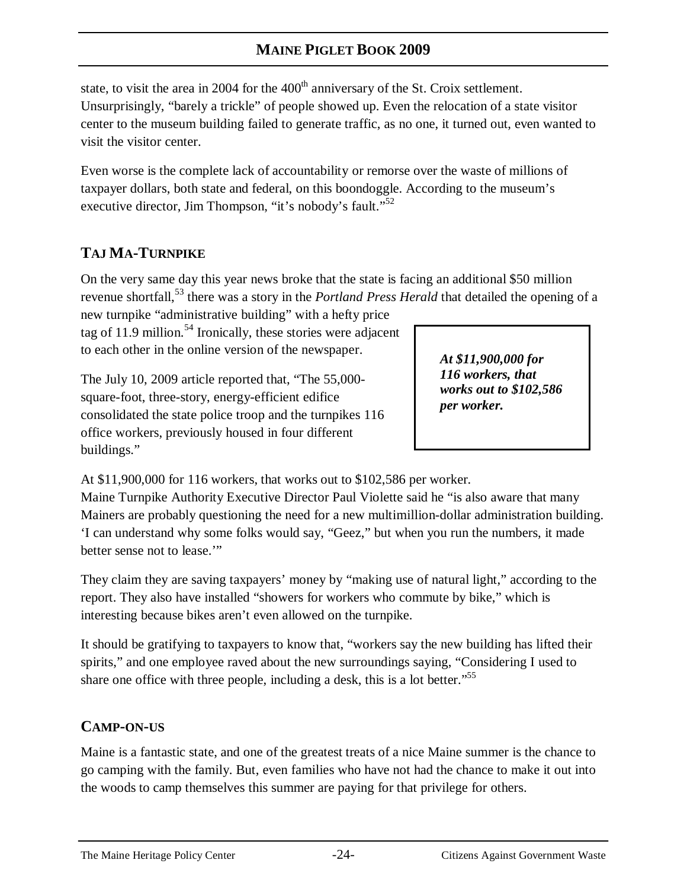state, to visit the area in 2004 for the 400th anniversary of the St. Croix settlement. Unsurprisingly, "barely a trickle" of people showed up. Even the relocation of a state visitor center to the museum building failed to generate traffic, as no one, it turned out, even wanted to visit the visitor center.

Even worse is the complete lack of accountability or remorse over the waste of millions of taxpayer dollars, both state and federal, on this boondoggle. According to the museum's executive director, Jim Thompson, "it's nobody's fault."[52]

## TAJ MA-TURNPIKE

On the very same day this year news broke that the state is facing an additional $50 million revenue shortfall,[53] there was a story in the *Portland Press Herald* that detailed the opening of a new turnpike "administrative building" with a hefty price tag of 11.9 million.[54] Ironically, these stories were adjacent to each other in the online version of the newspaper.

The July 10, 2009 article reported that, "The 55,000-square-foot, three-story, energy-efficient edifice consolidated the state police troop and the turnpikes 116 office workers, previously housed in four different buildings."

> ***At $11,900,000 for 116 workers, that works out to $102,586 per worker.***

At $11,900,000 for 116 workers, that works out to $102,586 per worker.
Maine Turnpike Authority Executive Director Paul Violette said he "is also aware that many Mainers are probably questioning the need for a new multimillion-dollar administration building. 'I can understand why some folks would say, "Geez," but when you run the numbers, it made better sense not to lease.'"

They claim they are saving taxpayers' money by "making use of natural light," according to the report. They also have installed "showers for workers who commute by bike," which is interesting because bikes aren't even allowed on the turnpike.

It should be gratifying to taxpayers to know that, "workers say the new building has lifted their spirits," and one employee raved about the new surroundings saying, "Considering I used to share one office with three people, including a desk, this is a lot better."[55]

## CAMP-ON-US

Maine is a fantastic state, and one of the greatest treats of a nice Maine summer is the chance to go camping with the family. But, even families who have not had the chance to make it out into the woods to camp themselves this summer are paying for that privilege for others.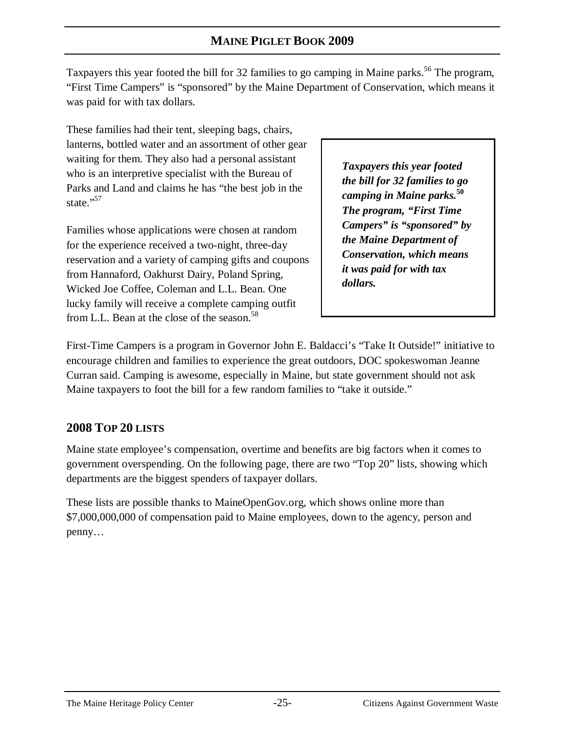Taxpayers this year footed the bill for 32 families to go camping in Maine parks.[56] The program, "First Time Campers" is "sponsored" by the Maine Department of Conservation, which means it was paid for with tax dollars.

These families had their tent, sleeping bags, chairs, lanterns, bottled water and an assortment of other gear waiting for them. They also had a personal assistant who is an interpretive specialist with the Bureau of Parks and Land and claims he has "the best job in the state."[57]

> ***Taxpayers this year footed the bill for 32 families to go camping in Maine parks.[50] The program, "First Time Campers" is "sponsored" by the Maine Department of Conservation, which means it was paid for with tax dollars.***

Families whose applications were chosen at random for the experience received a two-night, three-day reservation and a variety of camping gifts and coupons from Hannaford, Oakhurst Dairy, Poland Spring, Wicked Joe Coffee, Coleman and L.L. Bean. One lucky family will receive a complete camping outfit from L.L. Bean at the close of the season.[58]

First-Time Campers is a program in Governor John E. Baldacci's "Take It Outside!" initiative to encourage children and families to experience the great outdoors, DOC spokeswoman Jeanne Curran said. Camping is awesome, especially in Maine, but state government should not ask Maine taxpayers to foot the bill for a few random families to "take it outside."

## 2008 Top 20 Lists

Maine state employee's compensation, overtime and benefits are big factors when it comes to government overspending. On the following page, there are two "Top 20" lists, showing which departments are the biggest spenders of taxpayer dollars.

These lists are possible thanks to MaineOpenGov.org, which shows online more than $7,000,000,000 of compensation paid to Maine employees, down to the agency, person and penny…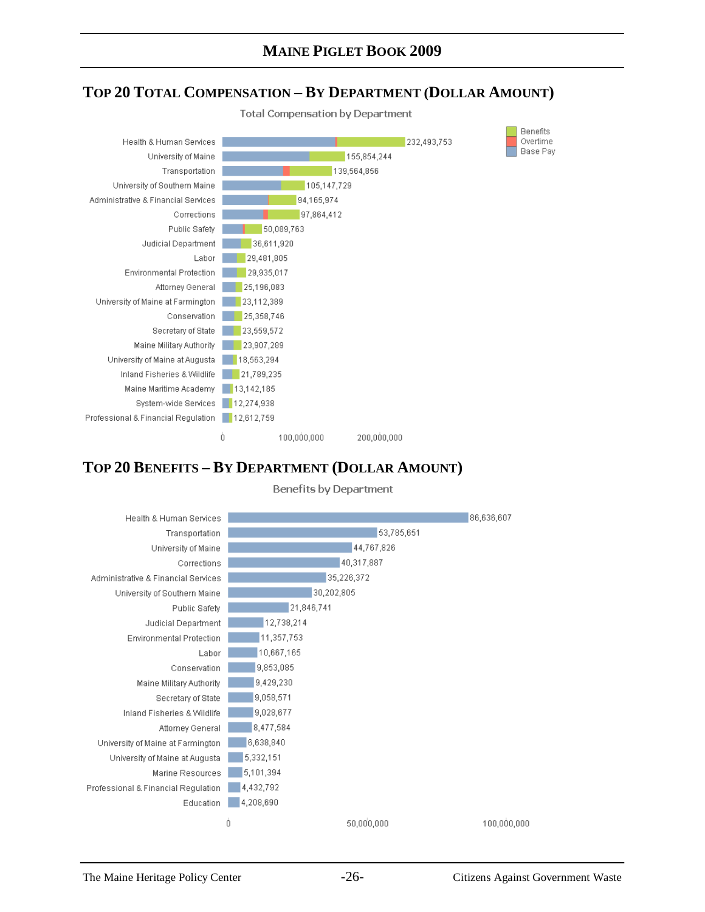## TOP 20 TOTAL COMPENSATION – BY DEPARTMENT (DOLLAR AMOUNT)

Total Compensation by Department

| Department | Total Compensation |
|---|---|
| Health & Human Services | 232,493,753 |
| University of Maine | 155,854,244 |
| Transportation | 139,564,856 |
| University of Southern Maine | 105,147,729 |
| Administrative & Financial Services | 94,165,974 |
| Corrections | 97,864,412 |
| Public Safety | 50,089,763 |
| Judicial Department | 36,611,920 |
| Labor | 29,481,805 |
| Environmental Protection | 29,935,017 |
| Attorney General | 25,196,083 |
| University of Maine at Farmington | 23,112,389 |
| Conservation | 25,358,746 |
| Secretary of State | 23,559,572 |
| Maine Military Authority | 23,907,289 |
| University of Maine at Augusta | 18,563,294 |
| Inland Fisheries & Wildlife | 21,789,235 |
| Maine Maritime Academy | 13,142,185 |
| System-wide Services | 12,274,938 |
| Professional & Financial Regulation | 12,612,759 |

Legend: Benefits, Overtime, Base Pay

## TOP 20 BENEFITS – BY DEPARTMENT (DOLLAR AMOUNT)

Benefits by Department

| Department | Benefits |
|---|---|
| Health & Human Services | 86,636,607 |
| Transportation | 53,785,651 |
| University of Maine | 44,767,826 |
| Corrections | 40,317,887 |
| Administrative & Financial Services | 35,226,372 |
| University of Southern Maine | 30,202,805 |
| Public Safety | 21,846,741 |
| Judicial Department | 12,738,214 |
| Environmental Protection | 11,357,753 |
| Labor | 10,667,165 |
| Conservation | 9,853,085 |
| Maine Military Authority | 9,429,230 |
| Secretary of State | 9,058,571 |
| Inland Fisheries & Wildlife | 9,028,677 |
| Attorney General | 8,477,584 |
| University of Maine at Farmington | 6,638,840 |
| University of Maine at Augusta | 5,332,151 |
| Marine Resources | 5,101,394 |
| Professional & Financial Regulation | 4,432,792 |
| Education | 4,208,690 |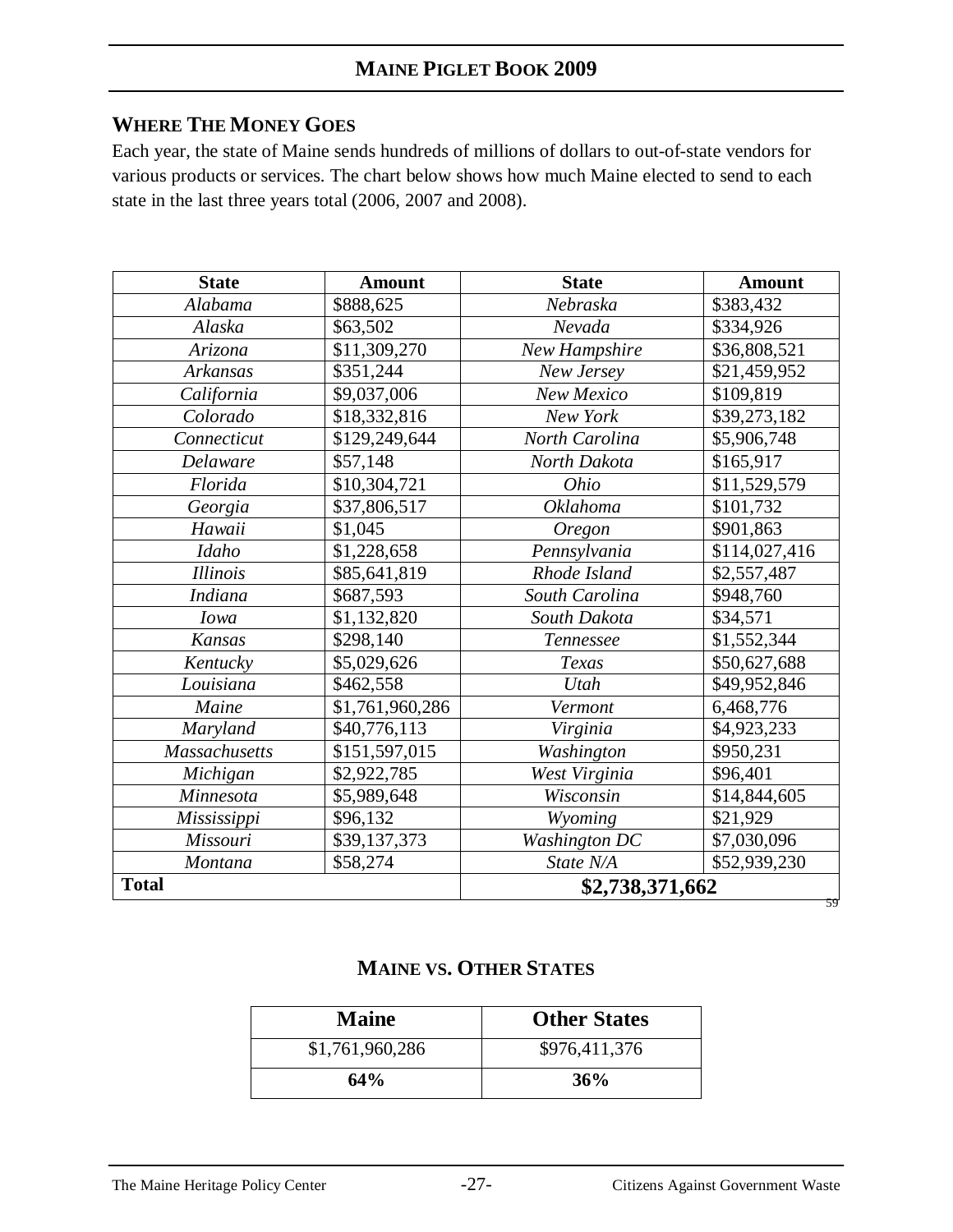## WHERE THE MONEY GOES

Each year, the state of Maine sends hundreds of millions of dollars to out-of-state vendors for various products or services. The chart below shows how much Maine elected to send to each state in the last three years total (2006, 2007 and 2008).

| State | Amount | State | Amount |
|---|---|---|---|
| *Alabama* | $888,625 | *Nebraska* | $383,432 |
| *Alaska* | $63,502 | *Nevada* | $334,926 |
| *Arizona* | $11,309,270 | *New Hampshire* | $36,808,521 |
| *Arkansas* | $351,244 | *New Jersey* | $21,459,952 |
| *California* | $9,037,006 | *New Mexico* | $109,819 |
| *Colorado* | $18,332,816 | *New York* | $39,273,182 |
| *Connecticut* | $129,249,644 | *North Carolina* | $5,906,748 |
| *Delaware* | $57,148 | *North Dakota* | $165,917 |
| *Florida* | $10,304,721 | *Ohio* | $11,529,579 |
| *Georgia* | $37,806,517 | *Oklahoma* | $101,732 |
| *Hawaii* | $1,045 | *Oregon* | $901,863 |
| *Idaho* | $1,228,658 | *Pennsylvania* | $114,027,416 |
| *Illinois* | $85,641,819 | *Rhode Island* | $2,557,487 |
| *Indiana* | $687,593 | *South Carolina* | $948,760 |
| *Iowa* | $1,132,820 | *South Dakota* | $34,571 |
| *Kansas* | $298,140 | *Tennessee* | $1,552,344 |
| *Kentucky* | $5,029,626 | *Texas* | $50,627,688 |
| *Louisiana* | $462,558 | *Utah* | $49,952,846 |
| *Maine* | $1,761,960,286 | *Vermont* | 6,468,776 |
| *Maryland* | $40,776,113 | *Virginia* | $4,923,233 |
| *Massachusetts* | $151,597,015 | *Washington* | $950,231 |
| *Michigan* | $2,922,785 | *West Virginia* | $96,401 |
| *Minnesota* | $5,989,648 | *Wisconsin* | $14,844,605 |
| *Mississippi* | $96,132 | *Wyoming* | $21,929 |
| *Missouri* | $39,137,373 | *Washington DC* | $7,030,096 |
| *Montana* | $58,274 | *State N/A* | $52,939,230 |
| **Total** | | **$2,738,371,662** | |

[59]

## MAINE VS. OTHER STATES

| Maine | Other States |
|---|---|
| $1,761,960,286 | $976,411,376 |
| **64%** | **36%** |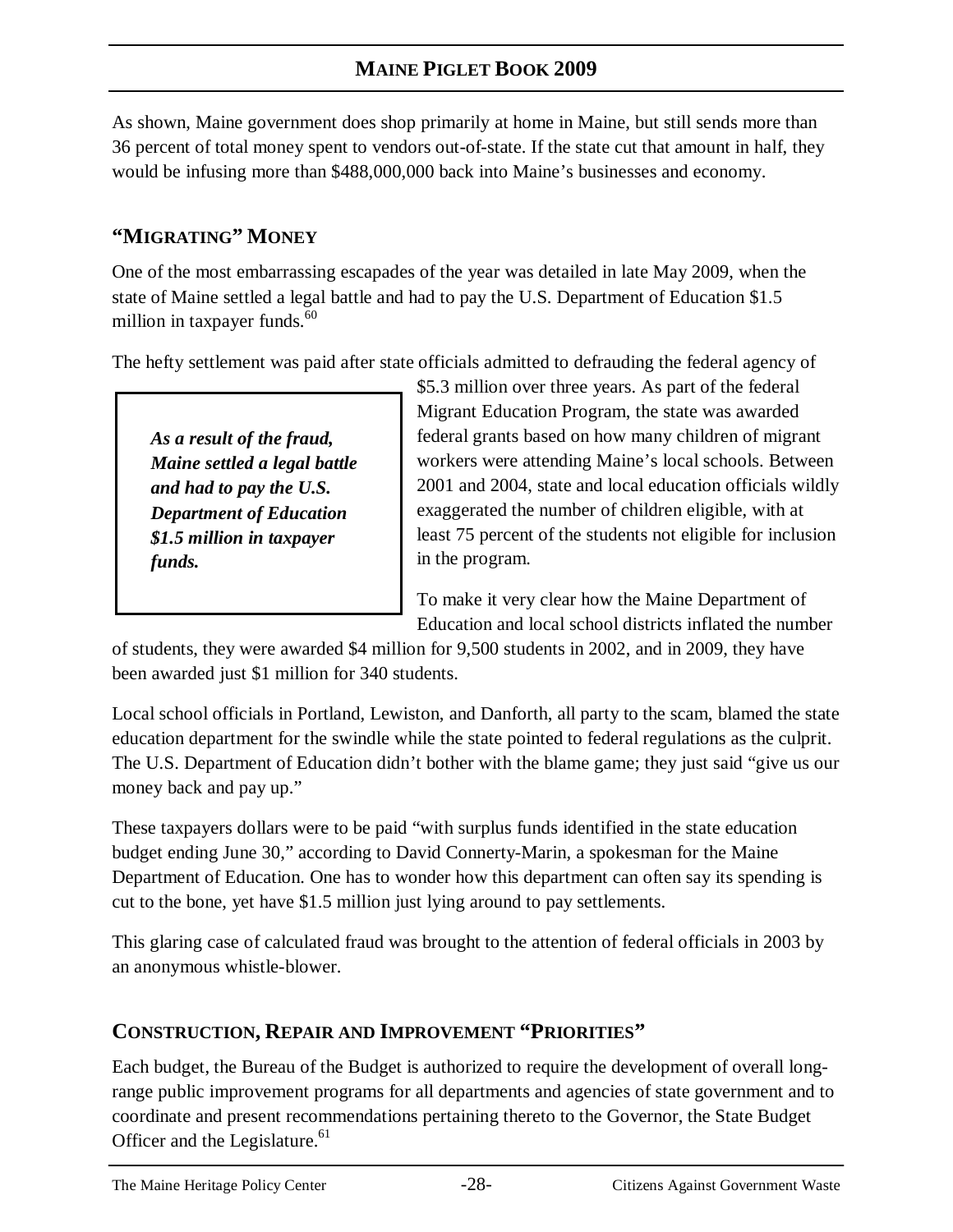As shown, Maine government does shop primarily at home in Maine, but still sends more than 36 percent of total money spent to vendors out-of-state. If the state cut that amount in half, they would be infusing more than $488,000,000 back into Maine's businesses and economy.

## "MIGRATING" MONEY

One of the most embarrassing escapades of the year was detailed in late May 2009, when the state of Maine settled a legal battle and had to pay the U.S. Department of Education $1.5 million in taxpayer funds.[60]

The hefty settlement was paid after state officials admitted to defrauding the federal agency of $5.3 million over three years. As part of the federal Migrant Education Program, the state was awarded federal grants based on how many children of migrant workers were attending Maine's local schools. Between 2001 and 2004, state and local education officials wildly exaggerated the number of children eligible, with at least 75 percent of the students not eligible for inclusion in the program.

> ***As a result of the fraud, Maine settled a legal battle and had to pay the U.S. Department of Education $1.5 million in taxpayer funds.***

To make it very clear how the Maine Department of Education and local school districts inflated the number of students, they were awarded $4 million for 9,500 students in 2002, and in 2009, they have been awarded just $1 million for 340 students.

Local school officials in Portland, Lewiston, and Danforth, all party to the scam, blamed the state education department for the swindle while the state pointed to federal regulations as the culprit. The U.S. Department of Education didn't bother with the blame game; they just said "give us our money back and pay up."

These taxpayers dollars were to be paid "with surplus funds identified in the state education budget ending June 30," according to David Connerty-Marin, a spokesman for the Maine Department of Education. One has to wonder how this department can often say its spending is cut to the bone, yet have $1.5 million just lying around to pay settlements.

This glaring case of calculated fraud was brought to the attention of federal officials in 2003 by an anonymous whistle-blower.

## CONSTRUCTION, REPAIR AND IMPROVEMENT "PRIORITIES"

Each budget, the Bureau of the Budget is authorized to require the development of overall long-range public improvement programs for all departments and agencies of state government and to coordinate and present recommendations pertaining thereto to the Governor, the State Budget Officer and the Legislature.[61]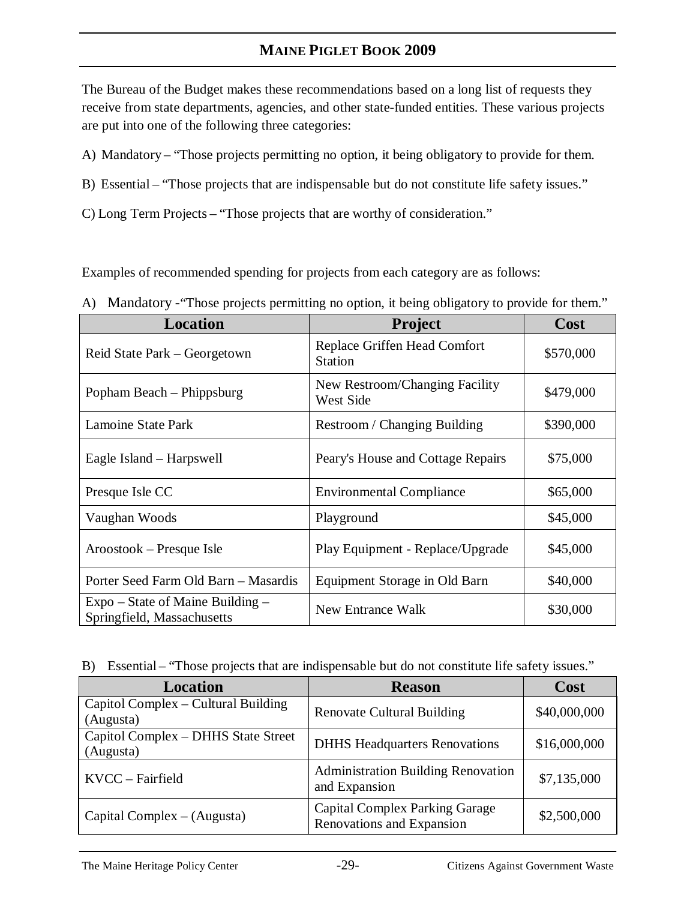The Bureau of the Budget makes these recommendations based on a long list of requests they receive from state departments, agencies, and other state-funded entities. These various projects are put into one of the following three categories:

A) Mandatory – "Those projects permitting no option, it being obligatory to provide for them.

B) Essential – "Those projects that are indispensable but do not constitute life safety issues."

C) Long Term Projects – "Those projects that are worthy of consideration."

Examples of recommended spending for projects from each category are as follows:

A) Mandatory -"Those projects permitting no option, it being obligatory to provide for them."

| Location | Project | Cost |
| --- | --- | --- |
| Reid State Park – Georgetown | Replace Griffen Head Comfort Station | $570,000 |
| Popham Beach – Phippsburg | New Restroom/Changing Facility West Side | $479,000 |
| Lamoine State Park | Restroom / Changing Building | $390,000 |
| Eagle Island – Harpswell | Peary's House and Cottage Repairs | $75,000 |
| Presque Isle CC | Environmental Compliance | $65,000 |
| Vaughan Woods | Playground | $45,000 |
| Aroostook – Presque Isle | Play Equipment - Replace/Upgrade | $45,000 |
| Porter Seed Farm Old Barn – Masardis | Equipment Storage in Old Barn | $40,000 |
| Expo – State of Maine Building – Springfield, Massachusetts | New Entrance Walk | $30,000 |

B) Essential – "Those projects that are indispensable but do not constitute life safety issues."

| Location | Reason | Cost |
| --- | --- | --- |
| Capitol Complex – Cultural Building (Augusta) | Renovate Cultural Building | $40,000,000 |
| Capitol Complex – DHHS State Street (Augusta) | DHHS Headquarters Renovations | $16,000,000 |
| KVCC – Fairfield | Administration Building Renovation and Expansion | $7,135,000 |
| Capital Complex – (Augusta) | Capital Complex Parking Garage Renovations and Expansion | $2,500,000 |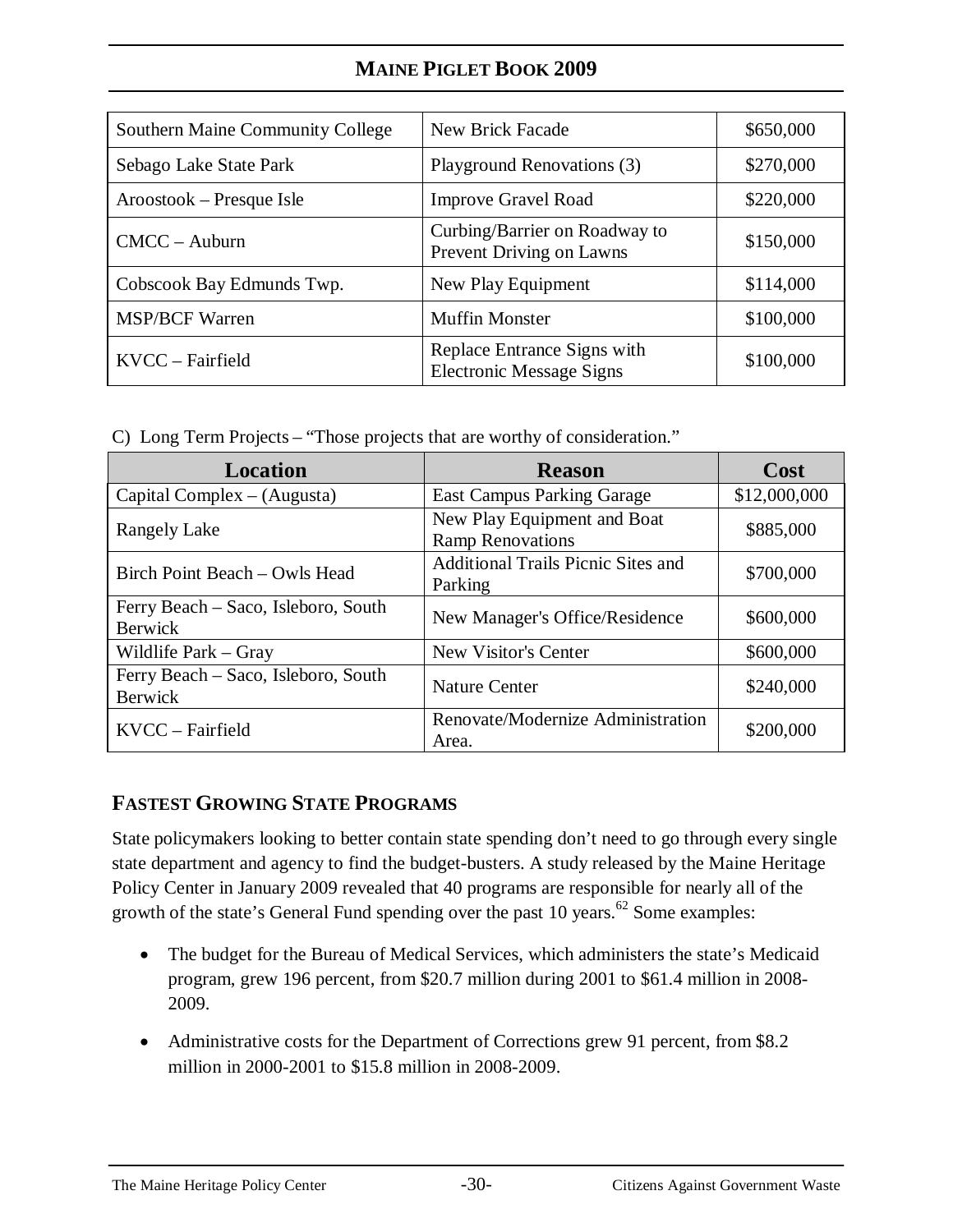| Southern Maine Community College | New Brick Facade | $650,000 |
|---|---|---|
| Sebago Lake State Park | Playground Renovations (3) | $270,000 |
| Aroostook – Presque Isle | Improve Gravel Road | $220,000 |
| CMCC – Auburn | Curbing/Barrier on Roadway to Prevent Driving on Lawns | $150,000 |
| Cobscook Bay Edmunds Twp. | New Play Equipment | $114,000 |
| MSP/BCF Warren | Muffin Monster | $100,000 |
| KVCC – Fairfield | Replace Entrance Signs with Electronic Message Signs | $100,000 |

C) Long Term Projects – "Those projects that are worthy of consideration."

| Location | Reason | Cost |
|---|---|---|
| Capital Complex – (Augusta) | East Campus Parking Garage | $12,000,000 |
| Rangely Lake | New Play Equipment and Boat Ramp Renovations | $885,000 |
| Birch Point Beach – Owls Head | Additional Trails Picnic Sites and Parking | $700,000 |
| Ferry Beach – Saco, Isleboro, South Berwick | New Manager's Office/Residence | $600,000 |
| Wildlife Park – Gray | New Visitor's Center | $600,000 |
| Ferry Beach – Saco, Isleboro, South Berwick | Nature Center | $240,000 |
| KVCC – Fairfield | Renovate/Modernize Administration Area. | $200,000 |

## FASTEST GROWING STATE PROGRAMS

State policymakers looking to better contain state spending don't need to go through every single state department and agency to find the budget-busters. A study released by the Maine Heritage Policy Center in January 2009 revealed that 40 programs are responsible for nearly all of the growth of the state's General Fund spending over the past 10 years.[62] Some examples:

- The budget for the Bureau of Medical Services, which administers the state's Medicaid program, grew 196 percent, from $20.7 million during 2001 to $61.4 million in 2008-2009.
- Administrative costs for the Department of Corrections grew 91 percent, from $8.2 million in 2000-2001 to $15.8 million in 2008-2009.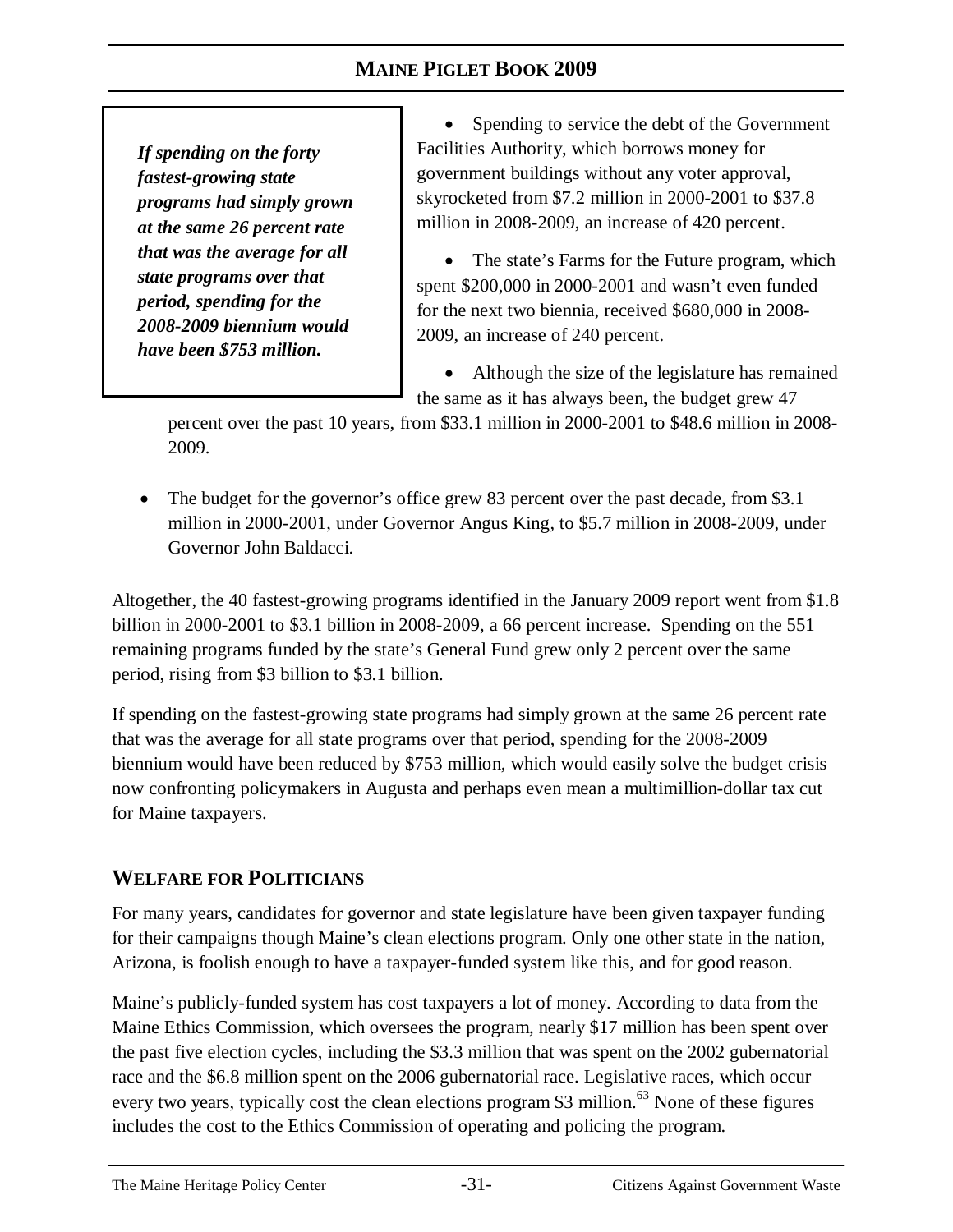> ***If spending on the forty fastest-growing state programs had simply grown at the same 26 percent rate that was the average for all state programs over that period, spending for the 2008-2009 biennium would have been $753 million.***

- Spending to service the debt of the Government Facilities Authority, which borrows money for government buildings without any voter approval, skyrocketed from $7.2 million in 2000-2001 to $37.8 million in 2008-2009, an increase of 420 percent.
- The state's Farms for the Future program, which spent $200,000 in 2000-2001 and wasn't even funded for the next two biennia, received $680,000 in 2008-2009, an increase of 240 percent.
- Although the size of the legislature has remained the same as it has always been, the budget grew 47 percent over the past 10 years, from $33.1 million in 2000-2001 to $48.6 million in 2008-2009.
- The budget for the governor's office grew 83 percent over the past decade, from $3.1 million in 2000-2001, under Governor Angus King, to $5.7 million in 2008-2009, under Governor John Baldacci.

Altogether, the 40 fastest-growing programs identified in the January 2009 report went from $1.8 billion in 2000-2001 to $3.1 billion in 2008-2009, a 66 percent increase. Spending on the 551 remaining programs funded by the state's General Fund grew only 2 percent over the same period, rising from $3 billion to $3.1 billion.

If spending on the fastest-growing state programs had simply grown at the same 26 percent rate that was the average for all state programs over that period, spending for the 2008-2009 biennium would have been reduced by $753 million, which would easily solve the budget crisis now confronting policymakers in Augusta and perhaps even mean a multimillion-dollar tax cut for Maine taxpayers.

## WELFARE FOR POLITICIANS

For many years, candidates for governor and state legislature have been given taxpayer funding for their campaigns though Maine's clean elections program. Only one other state in the nation, Arizona, is foolish enough to have a taxpayer-funded system like this, and for good reason.

Maine's publicly-funded system has cost taxpayers a lot of money. According to data from the Maine Ethics Commission, which oversees the program, nearly $17 million has been spent over the past five election cycles, including the $3.3 million that was spent on the 2002 gubernatorial race and the $6.8 million spent on the 2006 gubernatorial race. Legislative races, which occur every two years, typically cost the clean elections program $3 million.[63] None of these figures includes the cost to the Ethics Commission of operating and policing the program.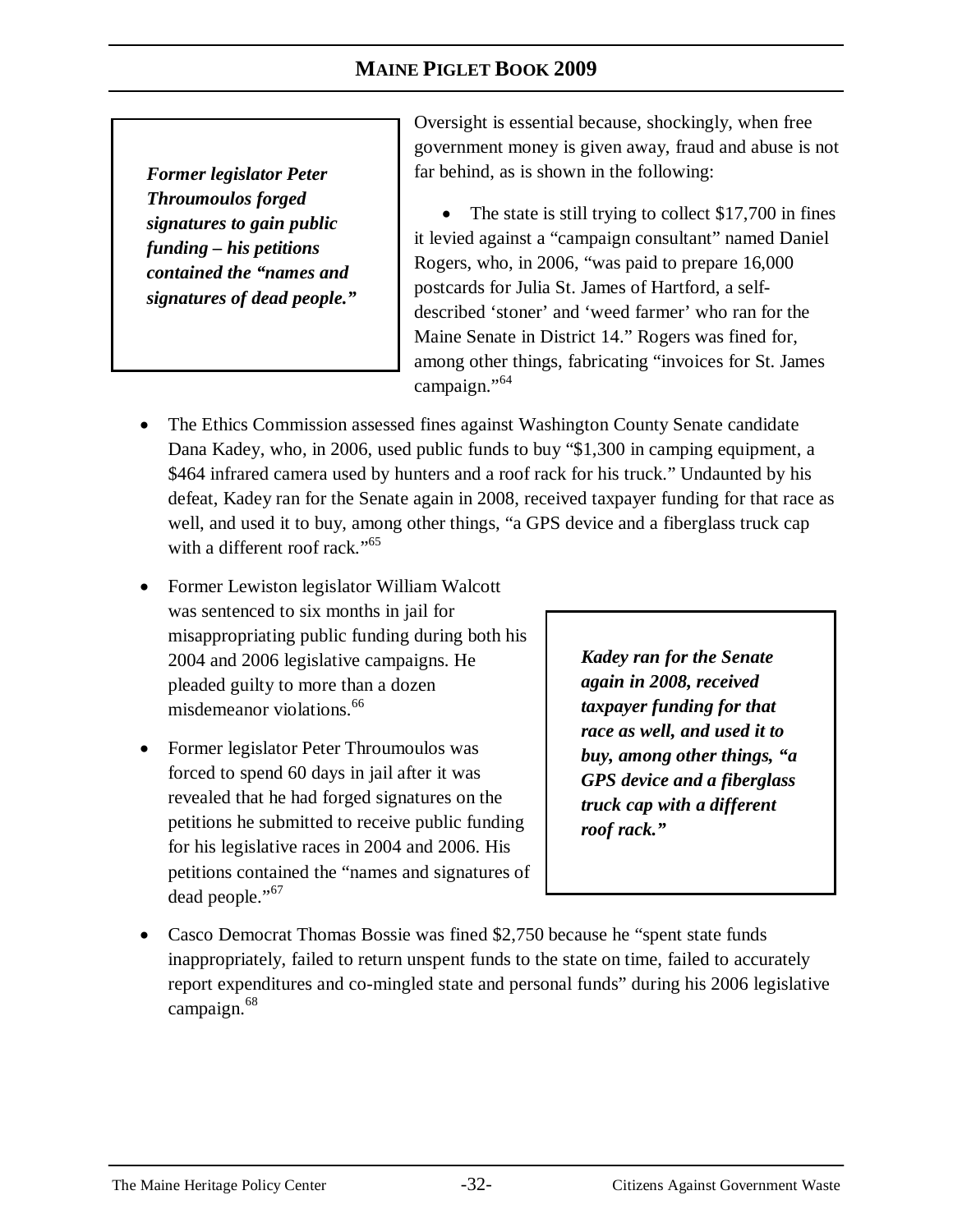*__Former legislator Peter Throumoulos forged signatures to gain public funding – his petitions contained the "names and signatures of dead people."__*

Oversight is essential because, shockingly, when free government money is given away, fraud and abuse is not far behind, as is shown in the following:

- The state is still trying to collect $17,700 in fines it levied against a "campaign consultant" named Daniel Rogers, who, in 2006, "was paid to prepare 16,000 postcards for Julia St. James of Hartford, a self-described 'stoner' and 'weed farmer' who ran for the Maine Senate in District 14." Rogers was fined for, among other things, fabricating "invoices for St. James campaign."[64]
- The Ethics Commission assessed fines against Washington County Senate candidate Dana Kadey, who, in 2006, used public funds to buy "$1,300 in camping equipment, a $464 infrared camera used by hunters and a roof rack for his truck." Undaunted by his defeat, Kadey ran for the Senate again in 2008, received taxpayer funding for that race as well, and used it to buy, among other things, "a GPS device and a fiberglass truck cap with a different roof rack."[65]
- Former Lewiston legislator William Walcott was sentenced to six months in jail for misappropriating public funding during both his 2004 and 2006 legislative campaigns. He pleaded guilty to more than a dozen misdemeanor violations.[66]
- Former legislator Peter Throumoulos was forced to spend 60 days in jail after it was revealed that he had forged signatures on the petitions he submitted to receive public funding for his legislative races in 2004 and 2006. His petitions contained the "names and signatures of dead people."[67]

*__Kadey ran for the Senate again in 2008, received taxpayer funding for that race as well, and used it to buy, among other things, "a GPS device and a fiberglass truck cap with a different roof rack."__*

- Casco Democrat Thomas Bossie was fined $2,750 because he "spent state funds inappropriately, failed to return unspent funds to the state on time, failed to accurately report expenditures and co-mingled state and personal funds" during his 2006 legislative campaign.[68]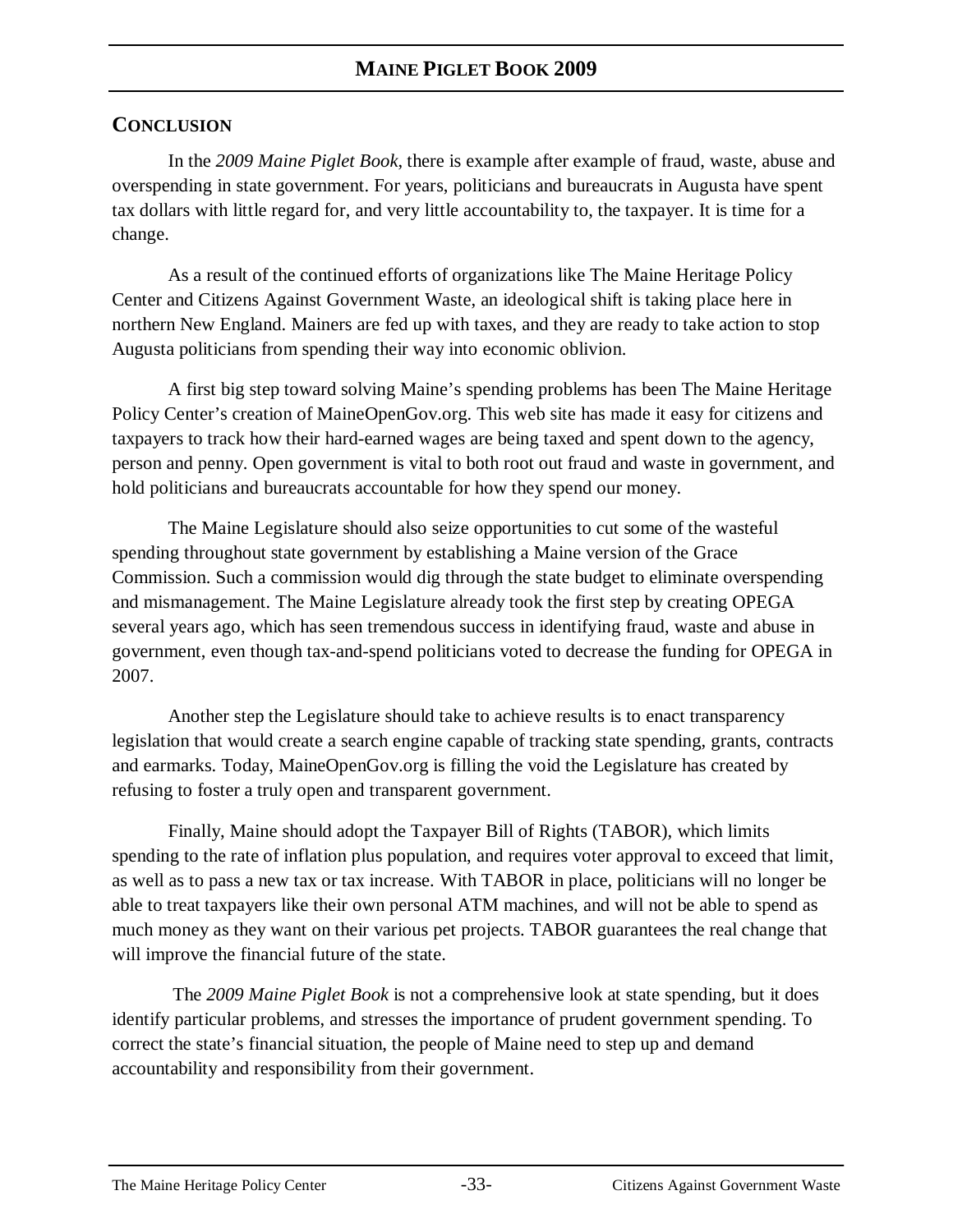## CONCLUSION

In the *2009 Maine Piglet Book*, there is example after example of fraud, waste, abuse and overspending in state government. For years, politicians and bureaucrats in Augusta have spent tax dollars with little regard for, and very little accountability to, the taxpayer. It is time for a change.

As a result of the continued efforts of organizations like The Maine Heritage Policy Center and Citizens Against Government Waste, an ideological shift is taking place here in northern New England. Mainers are fed up with taxes, and they are ready to take action to stop Augusta politicians from spending their way into economic oblivion.

A first big step toward solving Maine's spending problems has been The Maine Heritage Policy Center's creation of MaineOpenGov.org. This web site has made it easy for citizens and taxpayers to track how their hard-earned wages are being taxed and spent down to the agency, person and penny. Open government is vital to both root out fraud and waste in government, and hold politicians and bureaucrats accountable for how they spend our money.

The Maine Legislature should also seize opportunities to cut some of the wasteful spending throughout state government by establishing a Maine version of the Grace Commission. Such a commission would dig through the state budget to eliminate overspending and mismanagement. The Maine Legislature already took the first step by creating OPEGA several years ago, which has seen tremendous success in identifying fraud, waste and abuse in government, even though tax-and-spend politicians voted to decrease the funding for OPEGA in 2007.

Another step the Legislature should take to achieve results is to enact transparency legislation that would create a search engine capable of tracking state spending, grants, contracts and earmarks. Today, MaineOpenGov.org is filling the void the Legislature has created by refusing to foster a truly open and transparent government.

Finally, Maine should adopt the Taxpayer Bill of Rights (TABOR), which limits spending to the rate of inflation plus population, and requires voter approval to exceed that limit, as well as to pass a new tax or tax increase. With TABOR in place, politicians will no longer be able to treat taxpayers like their own personal ATM machines, and will not be able to spend as much money as they want on their various pet projects. TABOR guarantees the real change that will improve the financial future of the state.

The *2009 Maine Piglet Book* is not a comprehensive look at state spending, but it does identify particular problems, and stresses the importance of prudent government spending. To correct the state's financial situation, the people of Maine need to step up and demand accountability and responsibility from their government.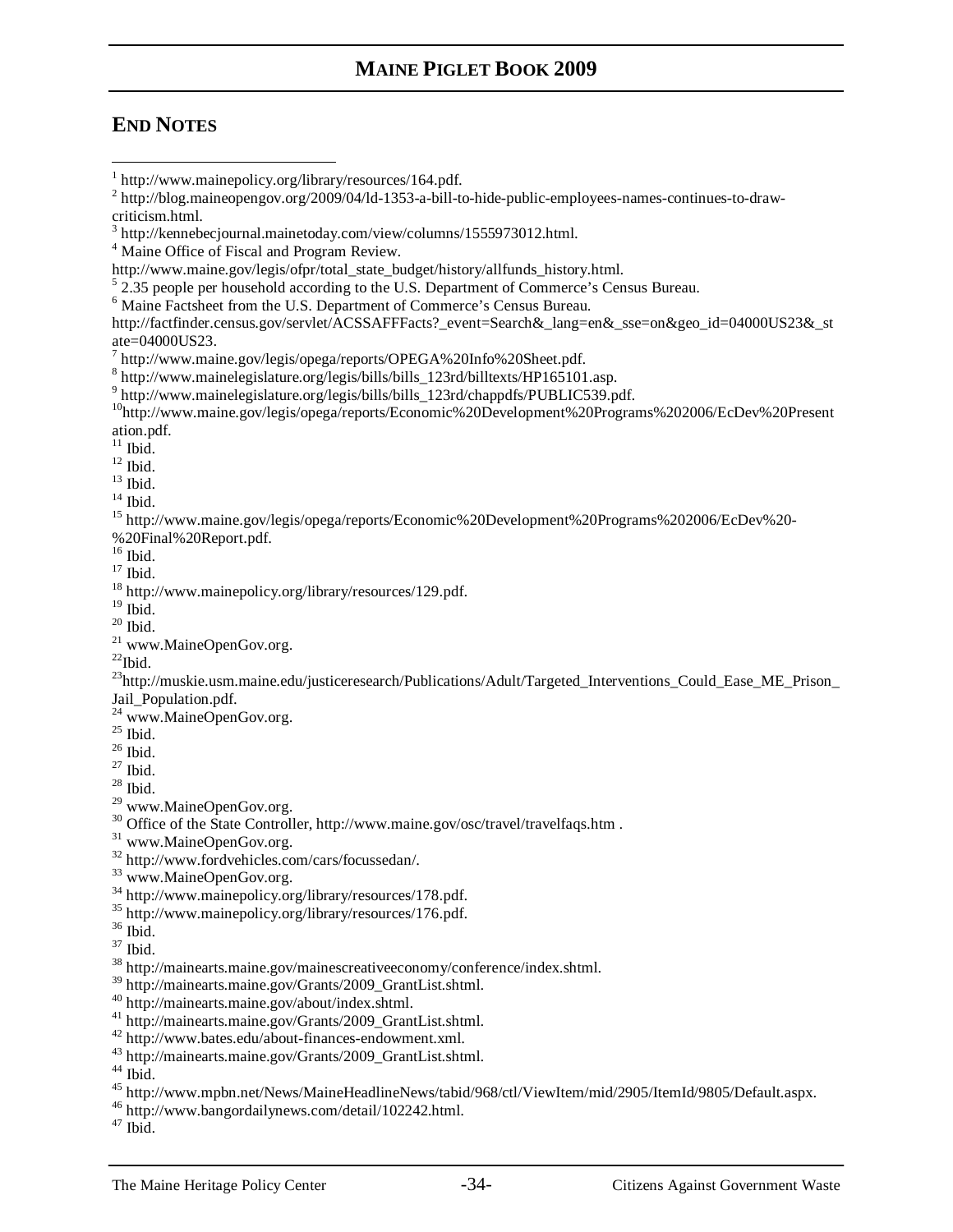## END NOTES

[1] http://www.mainepolicy.org/library/resources/164.pdf.
[2] http://blog.maineopengov.org/2009/04/ld-1353-a-bill-to-hide-public-employees-names-continues-to-draw-criticism.html.
[3] http://kennebecjournal.mainetoday.com/view/columns/1555973012.html.
[4] Maine Office of Fiscal and Program Review. http://www.maine.gov/legis/ofpr/total_state_budget/history/allfunds_history.html.
[5] 2.35 people per household according to the U.S. Department of Commerce's Census Bureau.
[6] Maine Factsheet from the U.S. Department of Commerce's Census Bureau. http://factfinder.census.gov/servlet/ACSSAFFFacts?_event=Search&_lang=en&_sse=on&geo_id=04000US23&_state=04000US23.
[7] http://www.maine.gov/legis/opega/reports/OPEGA%20Info%20Sheet.pdf.
[8] http://www.mainelegislature.org/legis/bills/bills_123rd/billtexts/HP165101.asp.
[9] http://www.mainelegislature.org/legis/bills/bills_123rd/chappdfs/PUBLIC539.pdf.
[10] http://www.maine.gov/legis/opega/reports/Economic%20Development%20Programs%202006/EcDev%20Presentation.pdf.
[11] Ibid.
[12] Ibid.
[13] Ibid.
[14] Ibid.
[15] http://www.maine.gov/legis/opega/reports/Economic%20Development%20Programs%202006/EcDev%20-%20Final%20Report.pdf.
[16] Ibid.
[17] Ibid.
[18] http://www.mainepolicy.org/library/resources/129.pdf.
[19] Ibid.
[20] Ibid.
[21] www.MaineOpenGov.org.
[22] Ibid.
[23] http://muskie.usm.maine.edu/justiceresearch/Publications/Adult/Targeted_Interventions_Could_Ease_ME_Prison_Jail_Population.pdf.
[24] www.MaineOpenGov.org.
[25] Ibid.
[26] Ibid.
[27] Ibid.
[28] Ibid.
[29] www.MaineOpenGov.org.
[30] Office of the State Controller, http://www.maine.gov/osc/travel/travelfaqs.htm .
[31] www.MaineOpenGov.org.
[32] http://www.fordvehicles.com/cars/focussedan/.
[33] www.MaineOpenGov.org.
[34] http://www.mainepolicy.org/library/resources/178.pdf.
[35] http://www.mainepolicy.org/library/resources/176.pdf.
[36] Ibid.
[37] Ibid.
[38] http://mainearts.maine.gov/mainescreativeeconomy/conference/index.shtml.
[39] http://mainearts.maine.gov/Grants/2009_GrantList.shtml.
[40] http://mainearts.maine.gov/about/index.shtml.
[41] http://mainearts.maine.gov/Grants/2009_GrantList.shtml.
[42] http://www.bates.edu/about-finances-endowment.xml.
[43] http://mainearts.maine.gov/Grants/2009_GrantList.shtml.
[44] Ibid.
[45] http://www.mpbn.net/News/MaineHeadlineNews/tabid/968/ctl/ViewItem/mid/2905/ItemId/9805/Default.aspx.
[46] http://www.bangordailynews.com/detail/102242.html.
[47] Ibid.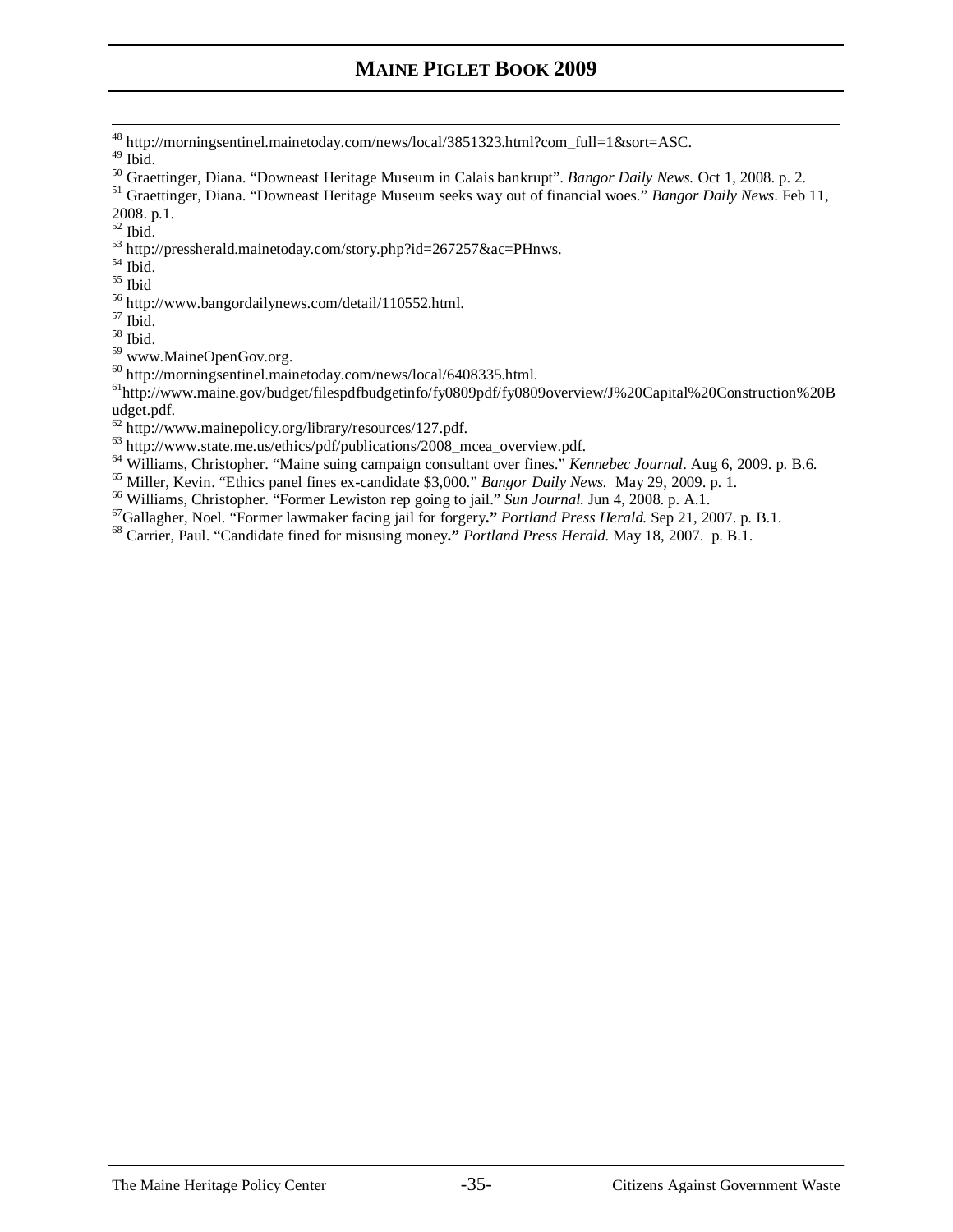[48] http://morningsentinel.mainetoday.com/news/local/3851323.html?com_full=1&sort=ASC.

[49] Ibid.

[50] Graettinger, Diana. "Downeast Heritage Museum in Calais bankrupt". *Bangor Daily News.* Oct 1, 2008. p. 2.

[51] Graettinger, Diana. "Downeast Heritage Museum seeks way out of financial woes." *Bangor Daily News*. Feb 11, 2008. p.1.

[52] Ibid.

[53] http://pressherald.mainetoday.com/story.php?id=267257&ac=PHnws.

[54] Ibid.

[55] Ibid

[56] http://www.bangordailynews.com/detail/110552.html.

[57] Ibid.

[58] Ibid.

[59] www.MaineOpenGov.org.

[60] http://morningsentinel.mainetoday.com/news/local/6408335.html.

[61] http://www.maine.gov/budget/filespdfbudgetinfo/fy0809pdf/fy0809overview/J%20Capital%20Construction%20Budget.pdf.

[62] http://www.mainepolicy.org/library/resources/127.pdf.

[63] http://www.state.me.us/ethics/pdf/publications/2008_mcea_overview.pdf.

[64] Williams, Christopher. "Maine suing campaign consultant over fines." *Kennebec Journal*. Aug 6, 2009. p. B.6.

[65] Miller, Kevin. "Ethics panel fines ex-candidate $3,000." *Bangor Daily News.* May 29, 2009. p. 1.

[66] Williams, Christopher. "Former Lewiston rep going to jail." *Sun Journal.* Jun 4, 2008. p. A.1.

[67] Gallagher, Noel. "Former lawmaker facing jail for forgery**."** *Portland Press Herald.* Sep 21, 2007. p. B.1.

[68] Carrier, Paul. "Candidate fined for misusing money**."** *Portland Press Herald.* May 18, 2007. p. B.1.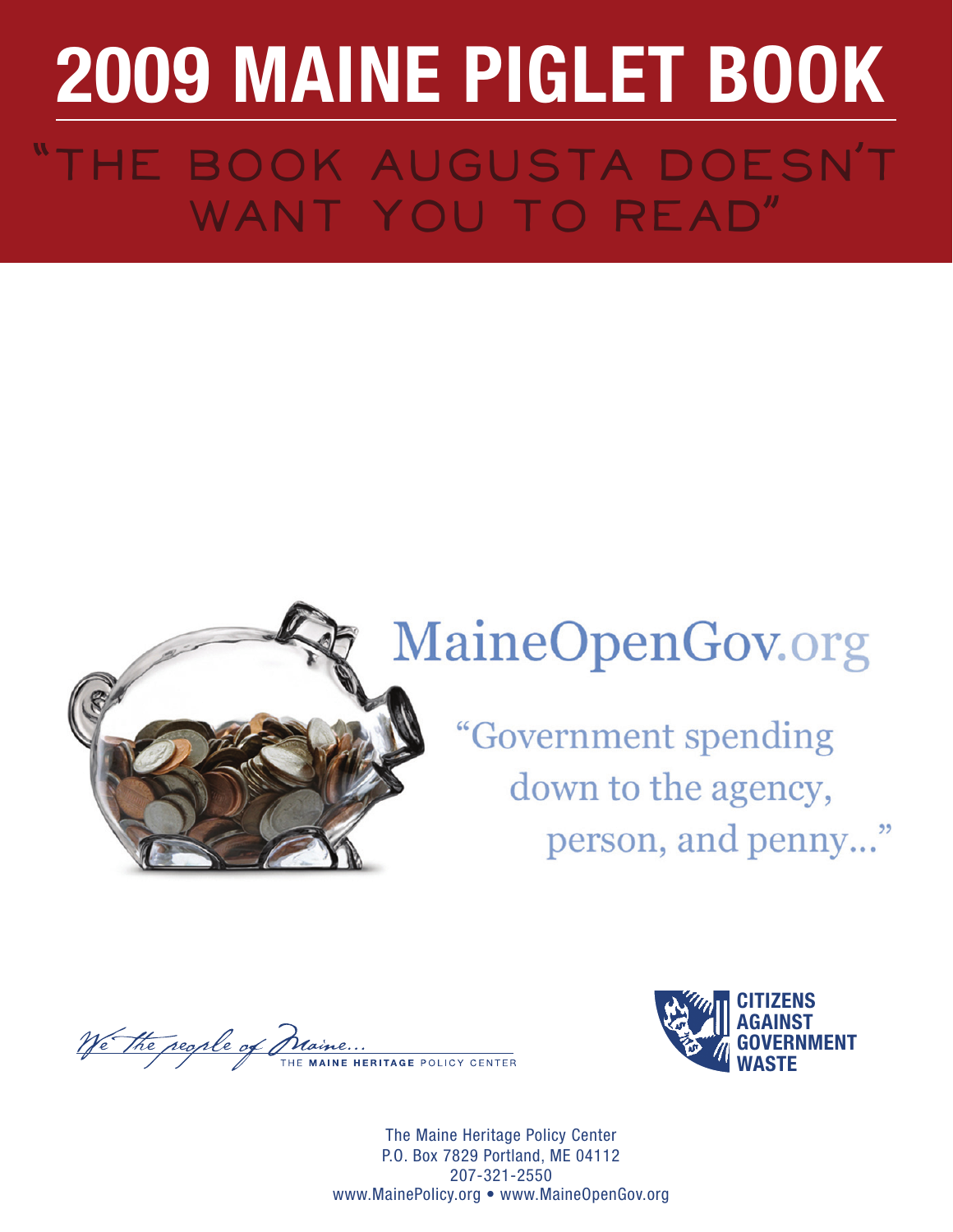# 2009 MAINE PIGLET BOOK

## "THE BOOK AUGUSTA DOESN'T WANT YOU TO READ"

MaineOpenGov.org

"Government spending down to the agency, person, and penny..."

We the people of Maine... THE MAINE HERITAGE POLICY CENTER

CITIZENS AGAINST GOVERNMENT WASTE

The Maine Heritage Policy Center
P.O. Box 7829 Portland, ME 04112
207-321-2550
www.MainePolicy.org • www.MaineOpenGov.org